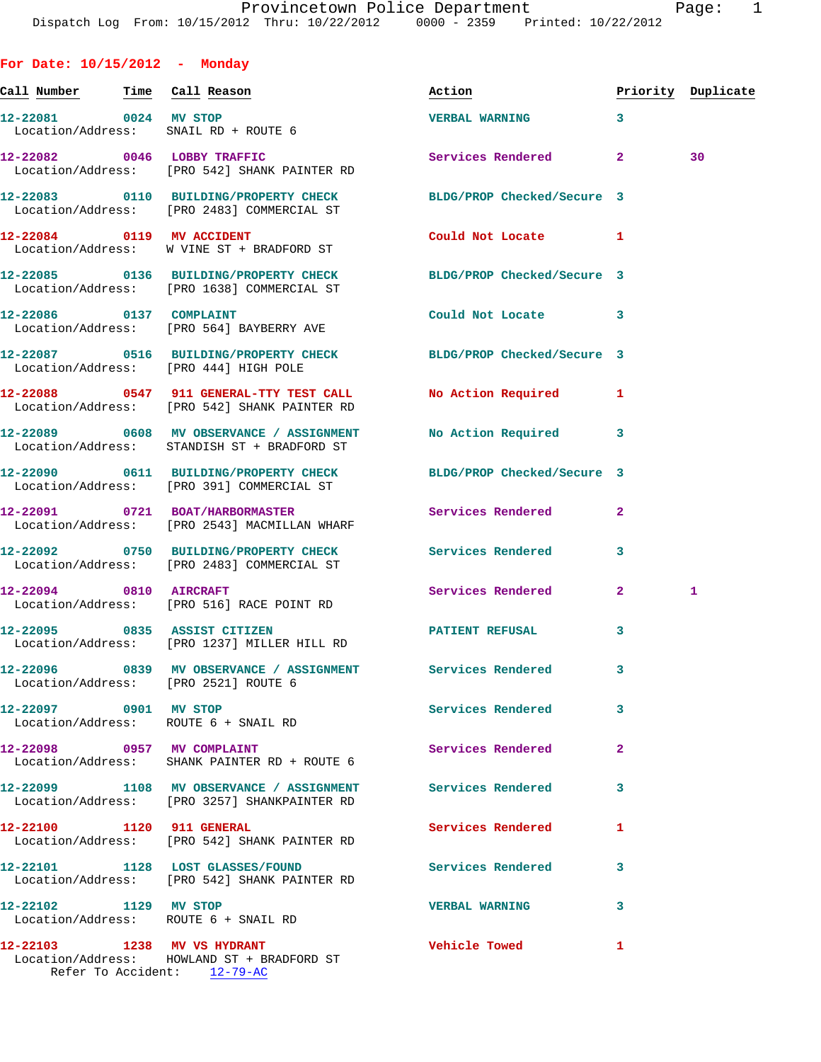Provincetown Police Department
Dispatch Log From: 10/15/2012 Thru: 10/22/2012 0000 - 2359 Printed: 10/22/2012

## For Date: 10/15/2012 - Monday

| Call Number | Time | Call Reason | Action | Priority | Duplicate |
|---|---|---|---|---|---|
| 12-22081 | 0024 | MV STOP<br>Location/Address: SNAIL RD + ROUTE 6 | VERBAL WARNING | 3 | |
| 12-22082 | 0046 | LOBBY TRAFFIC<br>Location/Address: [PRO 542] SHANK PAINTER RD | Services Rendered | 2 | 30 |
| 12-22083 | 0110 | BUILDING/PROPERTY CHECK<br>Location/Address: [PRO 2483] COMMERCIAL ST | BLDG/PROP Checked/Secure | 3 | |
| 12-22084 | 0119 | MV ACCIDENT<br>Location/Address: W VINE ST + BRADFORD ST | Could Not Locate | 1 | |
| 12-22085 | 0136 | BUILDING/PROPERTY CHECK<br>Location/Address: [PRO 1638] COMMERCIAL ST | BLDG/PROP Checked/Secure | 3 | |
| 12-22086 | 0137 | COMPLAINT<br>Location/Address: [PRO 564] BAYBERRY AVE | Could Not Locate | 3 | |
| 12-22087 | 0516 | BUILDING/PROPERTY CHECK<br>Location/Address: [PRO 444] HIGH POLE | BLDG/PROP Checked/Secure | 3 | |
| 12-22088 | 0547 | 911 GENERAL-TTY TEST CALL<br>Location/Address: [PRO 542] SHANK PAINTER RD | No Action Required | 1 | |
| 12-22089 | 0608 | MV OBSERVANCE / ASSIGNMENT<br>Location/Address: STANDISH ST + BRADFORD ST | No Action Required | 3 | |
| 12-22090 | 0611 | BUILDING/PROPERTY CHECK<br>Location/Address: [PRO 391] COMMERCIAL ST | BLDG/PROP Checked/Secure | 3 | |
| 12-22091 | 0721 | BOAT/HARBORMASTER<br>Location/Address: [PRO 2543] MACMILLAN WHARF | Services Rendered | 2 | |
| 12-22092 | 0750 | BUILDING/PROPERTY CHECK<br>Location/Address: [PRO 2483] COMMERCIAL ST | Services Rendered | 3 | |
| 12-22094 | 0810 | AIRCRAFT<br>Location/Address: [PRO 516] RACE POINT RD | Services Rendered | 2 | 1 |
| 12-22095 | 0835 | ASSIST CITIZEN<br>Location/Address: [PRO 1237] MILLER HILL RD | PATIENT REFUSAL | 3 | |
| 12-22096 | 0839 | MV OBSERVANCE / ASSIGNMENT<br>Location/Address: [PRO 2521] ROUTE 6 | Services Rendered | 3 | |
| 12-22097 | 0901 | MV STOP<br>Location/Address: ROUTE 6 + SNAIL RD | Services Rendered | 3 | |
| 12-22098 | 0957 | MV COMPLAINT<br>Location/Address: SHANK PAINTER RD + ROUTE 6 | Services Rendered | 2 | |
| 12-22099 | 1108 | MV OBSERVANCE / ASSIGNMENT<br>Location/Address: [PRO 3257] SHANKPAINTER RD | Services Rendered | 3 | |
| 12-22100 | 1120 | 911 GENERAL<br>Location/Address: [PRO 542] SHANK PAINTER RD | Services Rendered | 1 | |
| 12-22101 | 1128 | LOST GLASSES/FOUND<br>Location/Address: [PRO 542] SHANK PAINTER RD | Services Rendered | 3 | |
| 12-22102 | 1129 | MV STOP<br>Location/Address: ROUTE 6 + SNAIL RD | VERBAL WARNING | 3 | |
| 12-22103 | 1238 | MV VS HYDRANT<br>Location/Address: HOWLAND ST + BRADFORD ST<br>Refer To Accident: 12-79-AC | Vehicle Towed | 1 | |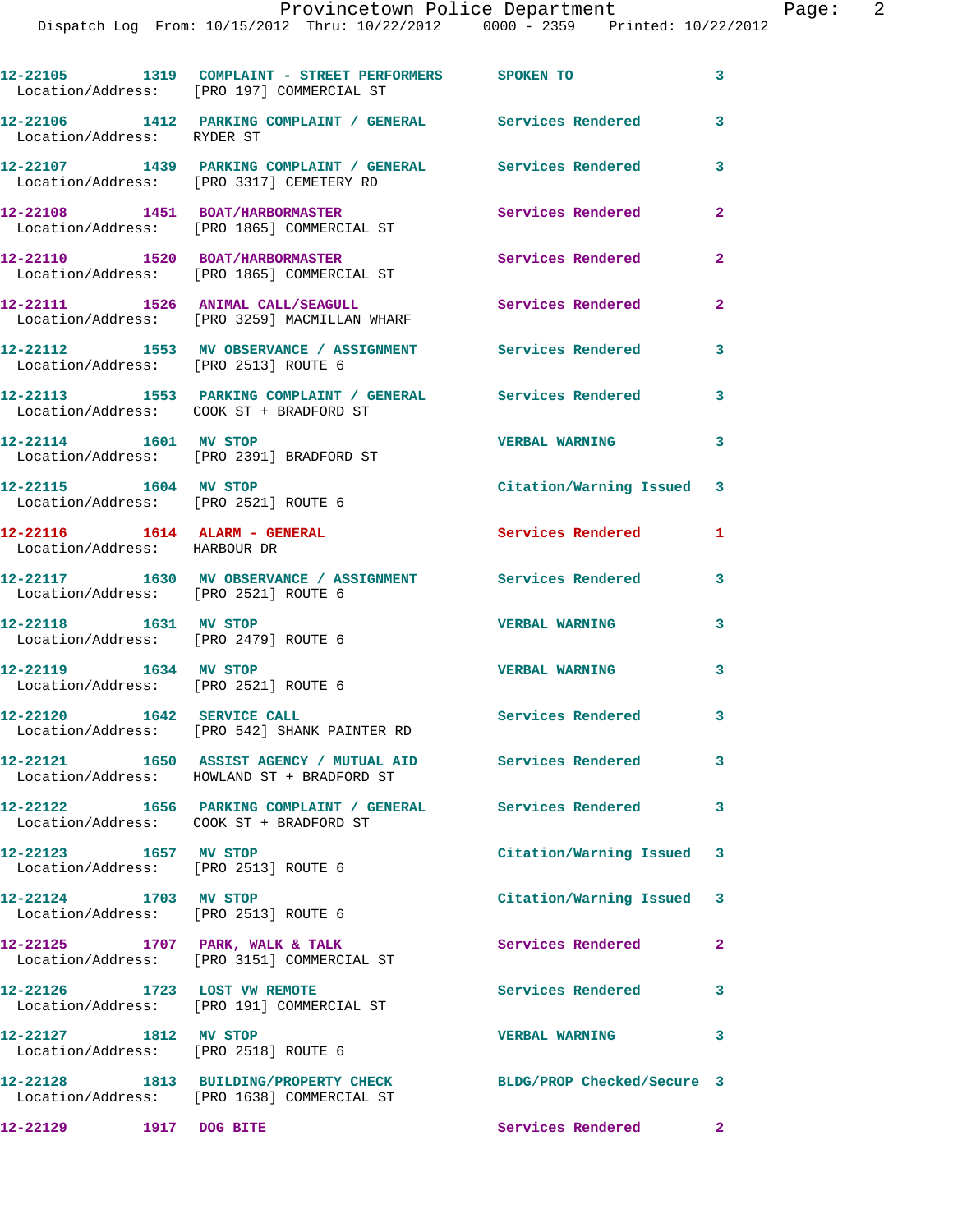```
12-22105        1319   COMPLAINT - STREET PERFORMERS      SPOKEN TO                 3
  Location/Address:    [PRO 197] COMMERCIAL ST

12-22106        1412   PARKING COMPLAINT / GENERAL        Services Rendered         3
  Location/Address:    RYDER ST

12-22107        1439   PARKING COMPLAINT / GENERAL        Services Rendered         3
  Location/Address:    [PRO 3317] CEMETERY RD

12-22108        1451   BOAT/HARBORMASTER                  Services Rendered         2
  Location/Address:    [PRO 1865] COMMERCIAL ST

12-22110        1520   BOAT/HARBORMASTER                  Services Rendered         2
  Location/Address:    [PRO 1865] COMMERCIAL ST

12-22111        1526   ANIMAL CALL/SEAGULL                Services Rendered         2
  Location/Address:    [PRO 3259] MACMILLAN WHARF

12-22112        1553   MV OBSERVANCE / ASSIGNMENT         Services Rendered         3
  Location/Address:    [PRO 2513] ROUTE 6

12-22113        1553   PARKING COMPLAINT / GENERAL        Services Rendered         3
  Location/Address:    COOK ST + BRADFORD ST

12-22114        1601   MV STOP                            VERBAL WARNING            3
  Location/Address:    [PRO 2391] BRADFORD ST

12-22115        1604   MV STOP                            Citation/Warning Issued   3
  Location/Address:    [PRO 2521] ROUTE 6

12-22116        1614   ALARM - GENERAL                    Services Rendered         1
  Location/Address:    HARBOUR DR

12-22117        1630   MV OBSERVANCE / ASSIGNMENT         Services Rendered         3
  Location/Address:    [PRO 2521] ROUTE 6

12-22118        1631   MV STOP                            VERBAL WARNING            3
  Location/Address:    [PRO 2479] ROUTE 6

12-22119        1634   MV STOP                            VERBAL WARNING            3
  Location/Address:    [PRO 2521] ROUTE 6

12-22120        1642   SERVICE CALL                       Services Rendered         3
  Location/Address:    [PRO 542] SHANK PAINTER RD

12-22121        1650   ASSIST AGENCY / MUTUAL AID         Services Rendered         3
  Location/Address:    HOWLAND ST + BRADFORD ST

12-22122        1656   PARKING COMPLAINT / GENERAL        Services Rendered         3
  Location/Address:    COOK ST + BRADFORD ST

12-22123        1657   MV STOP                            Citation/Warning Issued   3
  Location/Address:    [PRO 2513] ROUTE 6

12-22124        1703   MV STOP                            Citation/Warning Issued   3
  Location/Address:    [PRO 2513] ROUTE 6

12-22125        1707   PARK, WALK & TALK                  Services Rendered         2
  Location/Address:    [PRO 3151] COMMERCIAL ST

12-22126        1723   LOST VW REMOTE                     Services Rendered         3
  Location/Address:    [PRO 191] COMMERCIAL ST

12-22127        1812   MV STOP                            VERBAL WARNING            3
  Location/Address:    [PRO 2518] ROUTE 6

12-22128        1813   BUILDING/PROPERTY CHECK            BLDG/PROP Checked/Secure  3
  Location/Address:    [PRO 1638] COMMERCIAL ST

12-22129        1917   DOG BITE                           Services Rendered         2
```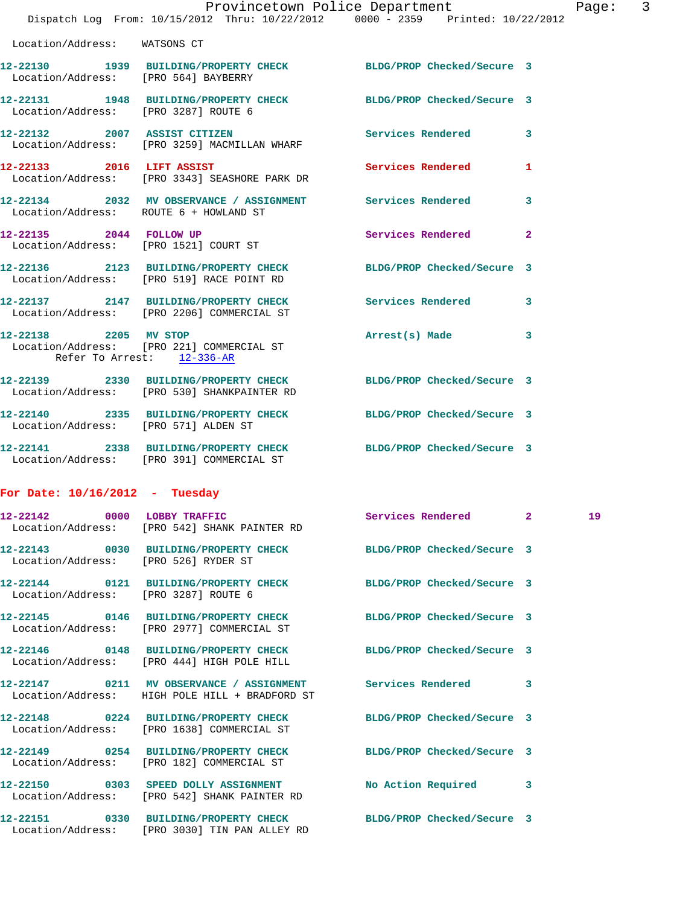Location/Address: WATSONS CT

12-22130 1939 BUILDING/PROPERTY CHECK BLDG/PROP Checked/Secure 3
Location/Address: [PRO 564] BAYBERRY

12-22131 1948 BUILDING/PROPERTY CHECK BLDG/PROP Checked/Secure 3
Location/Address: [PRO 3287] ROUTE 6

12-22132 2007 ASSIST CITIZEN Services Rendered 3
Location/Address: [PRO 3259] MACMILLAN WHARF

12-22133 2016 LIFT ASSIST Services Rendered 1
Location/Address: [PRO 3343] SEASHORE PARK DR

12-22134 2032 MV OBSERVANCE / ASSIGNMENT Services Rendered 3
Location/Address: ROUTE 6 + HOWLAND ST

12-22135 2044 FOLLOW UP Services Rendered 2
Location/Address: [PRO 1521] COURT ST

12-22136 2123 BUILDING/PROPERTY CHECK BLDG/PROP Checked/Secure 3
Location/Address: [PRO 519] RACE POINT RD

12-22137 2147 BUILDING/PROPERTY CHECK Services Rendered 3
Location/Address: [PRO 2206] COMMERCIAL ST

12-22138 2205 MV STOP Arrest(s) Made 3
Location/Address: [PRO 221] COMMERCIAL ST
Refer To Arrest: 12-336-AR

12-22139 2330 BUILDING/PROPERTY CHECK BLDG/PROP Checked/Secure 3
Location/Address: [PRO 530] SHANKPAINTER RD

12-22140 2335 BUILDING/PROPERTY CHECK BLDG/PROP Checked/Secure 3
Location/Address: [PRO 571] ALDEN ST

12-22141 2338 BUILDING/PROPERTY CHECK BLDG/PROP Checked/Secure 3
Location/Address: [PRO 391] COMMERCIAL ST

## For Date: 10/16/2012 - Tuesday

12-22142 0000 LOBBY TRAFFIC Services Rendered 2 19
Location/Address: [PRO 542] SHANK PAINTER RD

12-22143 0030 BUILDING/PROPERTY CHECK BLDG/PROP Checked/Secure 3
Location/Address: [PRO 526] RYDER ST

12-22144 0121 BUILDING/PROPERTY CHECK BLDG/PROP Checked/Secure 3
Location/Address: [PRO 3287] ROUTE 6

12-22145 0146 BUILDING/PROPERTY CHECK BLDG/PROP Checked/Secure 3
Location/Address: [PRO 2977] COMMERCIAL ST

12-22146 0148 BUILDING/PROPERTY CHECK BLDG/PROP Checked/Secure 3
Location/Address: [PRO 444] HIGH POLE HILL

12-22147 0211 MV OBSERVANCE / ASSIGNMENT Services Rendered 3
Location/Address: HIGH POLE HILL + BRADFORD ST

12-22148 0224 BUILDING/PROPERTY CHECK BLDG/PROP Checked/Secure 3
Location/Address: [PRO 1638] COMMERCIAL ST

12-22149 0254 BUILDING/PROPERTY CHECK BLDG/PROP Checked/Secure 3
Location/Address: [PRO 182] COMMERCIAL ST

12-22150 0303 SPEED DOLLY ASSIGNMENT No Action Required 3
Location/Address: [PRO 542] SHANK PAINTER RD

12-22151 0330 BUILDING/PROPERTY CHECK BLDG/PROP Checked/Secure 3
Location/Address: [PRO 3030] TIN PAN ALLEY RD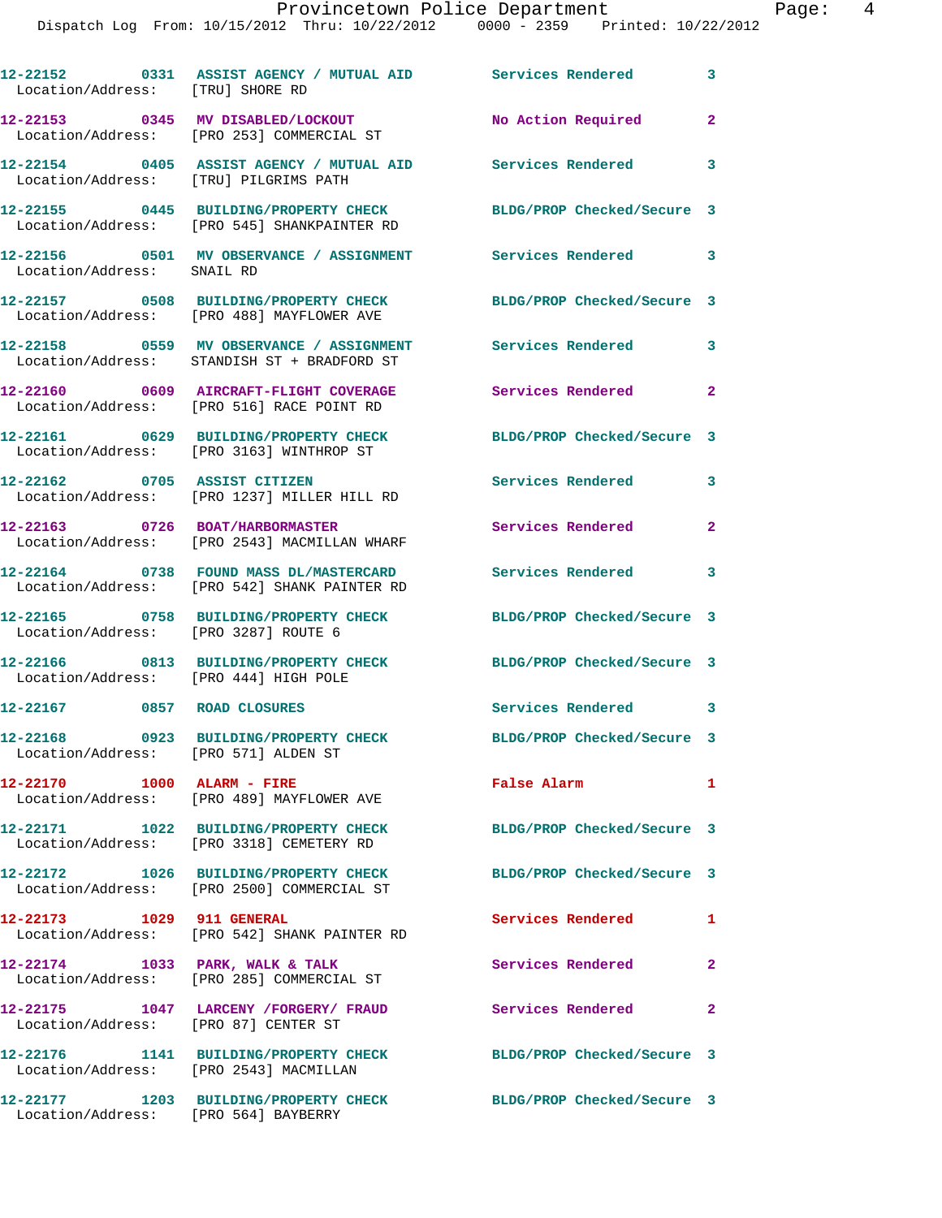12-22152 0331 ASSIST AGENCY / MUTUAL AID Services Rendered 3
Location/Address: [TRU] SHORE RD

12-22153 0345 MV DISABLED/LOCKOUT No Action Required 2
Location/Address: [PRO 253] COMMERCIAL ST

12-22154 0405 ASSIST AGENCY / MUTUAL AID Services Rendered 3
Location/Address: [TRU] PILGRIMS PATH

12-22155 0445 BUILDING/PROPERTY CHECK BLDG/PROP Checked/Secure 3
Location/Address: [PRO 545] SHANKPAINTER RD

12-22156 0501 MV OBSERVANCE / ASSIGNMENT Services Rendered 3
Location/Address: SNAIL RD

12-22157 0508 BUILDING/PROPERTY CHECK BLDG/PROP Checked/Secure 3
Location/Address: [PRO 488] MAYFLOWER AVE

12-22158 0559 MV OBSERVANCE / ASSIGNMENT Services Rendered 3
Location/Address: STANDISH ST + BRADFORD ST

12-22160 0609 AIRCRAFT-FLIGHT COVERAGE Services Rendered 2
Location/Address: [PRO 516] RACE POINT RD

12-22161 0629 BUILDING/PROPERTY CHECK BLDG/PROP Checked/Secure 3
Location/Address: [PRO 3163] WINTHROP ST

12-22162 0705 ASSIST CITIZEN Services Rendered 3
Location/Address: [PRO 1237] MILLER HILL RD

12-22163 0726 BOAT/HARBORMASTER Services Rendered 2
Location/Address: [PRO 2543] MACMILLAN WHARF

12-22164 0738 FOUND MASS DL/MASTERCARD Services Rendered 3
Location/Address: [PRO 542] SHANK PAINTER RD

12-22165 0758 BUILDING/PROPERTY CHECK BLDG/PROP Checked/Secure 3
Location/Address: [PRO 3287] ROUTE 6

12-22166 0813 BUILDING/PROPERTY CHECK BLDG/PROP Checked/Secure 3
Location/Address: [PRO 444] HIGH POLE

12-22167 0857 ROAD CLOSURES Services Rendered 3

12-22168 0923 BUILDING/PROPERTY CHECK BLDG/PROP Checked/Secure 3
Location/Address: [PRO 571] ALDEN ST

12-22170 1000 ALARM - FIRE False Alarm 1
Location/Address: [PRO 489] MAYFLOWER AVE

12-22171 1022 BUILDING/PROPERTY CHECK BLDG/PROP Checked/Secure 3
Location/Address: [PRO 3318] CEMETERY RD

12-22172 1026 BUILDING/PROPERTY CHECK BLDG/PROP Checked/Secure 3
Location/Address: [PRO 2500] COMMERCIAL ST

12-22173 1029 911 GENERAL Services Rendered 1
Location/Address: [PRO 542] SHANK PAINTER RD

12-22174 1033 PARK, WALK & TALK Services Rendered 2
Location/Address: [PRO 285] COMMERCIAL ST

12-22175 1047 LARCENY /FORGERY/ FRAUD Services Rendered 2
Location/Address: [PRO 87] CENTER ST

12-22176 1141 BUILDING/PROPERTY CHECK BLDG/PROP Checked/Secure 3
Location/Address: [PRO 2543] MACMILLAN

12-22177 1203 BUILDING/PROPERTY CHECK BLDG/PROP Checked/Secure 3
Location/Address: [PRO 564] BAYBERRY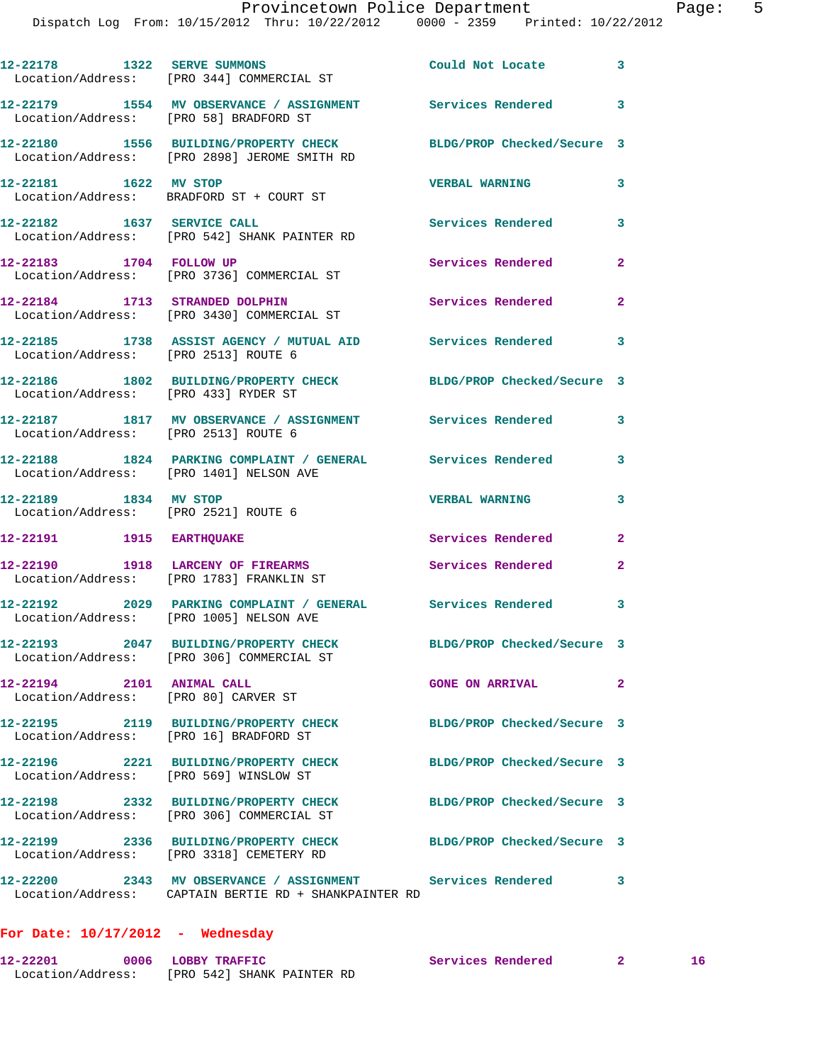12-22178 1322 SERVE SUMMONS Could Not Locate 3
Location/Address: [PRO 344] COMMERCIAL ST

12-22179 1554 MV OBSERVANCE / ASSIGNMENT Services Rendered 3
Location/Address: [PRO 58] BRADFORD ST

12-22180 1556 BUILDING/PROPERTY CHECK BLDG/PROP Checked/Secure 3
Location/Address: [PRO 2898] JEROME SMITH RD

12-22181 1622 MV STOP VERBAL WARNING 3
Location/Address: BRADFORD ST + COURT ST

12-22182 1637 SERVICE CALL Services Rendered 3
Location/Address: [PRO 542] SHANK PAINTER RD

12-22183 1704 FOLLOW UP Services Rendered 2
Location/Address: [PRO 3736] COMMERCIAL ST

12-22184 1713 STRANDED DOLPHIN Services Rendered 2
Location/Address: [PRO 3430] COMMERCIAL ST

12-22185 1738 ASSIST AGENCY / MUTUAL AID Services Rendered 3
Location/Address: [PRO 2513] ROUTE 6

12-22186 1802 BUILDING/PROPERTY CHECK BLDG/PROP Checked/Secure 3
Location/Address: [PRO 433] RYDER ST

12-22187 1817 MV OBSERVANCE / ASSIGNMENT Services Rendered 3
Location/Address: [PRO 2513] ROUTE 6

12-22188 1824 PARKING COMPLAINT / GENERAL Services Rendered 3
Location/Address: [PRO 1401] NELSON AVE

12-22189 1834 MV STOP VERBAL WARNING 3
Location/Address: [PRO 2521] ROUTE 6

12-22191 1915 EARTHQUAKE Services Rendered 2

12-22190 1918 LARCENY OF FIREARMS Services Rendered 2
Location/Address: [PRO 1783] FRANKLIN ST

12-22192 2029 PARKING COMPLAINT / GENERAL Services Rendered 3
Location/Address: [PRO 1005] NELSON AVE

12-22193 2047 BUILDING/PROPERTY CHECK BLDG/PROP Checked/Secure 3
Location/Address: [PRO 306] COMMERCIAL ST

12-22194 2101 ANIMAL CALL GONE ON ARRIVAL 2
Location/Address: [PRO 80] CARVER ST

12-22195 2119 BUILDING/PROPERTY CHECK BLDG/PROP Checked/Secure 3
Location/Address: [PRO 16] BRADFORD ST

12-22196 2221 BUILDING/PROPERTY CHECK BLDG/PROP Checked/Secure 3
Location/Address: [PRO 569] WINSLOW ST

12-22198 2332 BUILDING/PROPERTY CHECK BLDG/PROP Checked/Secure 3
Location/Address: [PRO 306] COMMERCIAL ST

12-22199 2336 BUILDING/PROPERTY CHECK BLDG/PROP Checked/Secure 3
Location/Address: [PRO 3318] CEMETERY RD

12-22200 2343 MV OBSERVANCE / ASSIGNMENT Services Rendered 3
Location/Address: CAPTAIN BERTIE RD + SHANKPAINTER RD

**For Date: 10/17/2012 - Wednesday**

12-22201 0006 LOBBY TRAFFIC Services Rendered 2 16
Location/Address: [PRO 542] SHANK PAINTER RD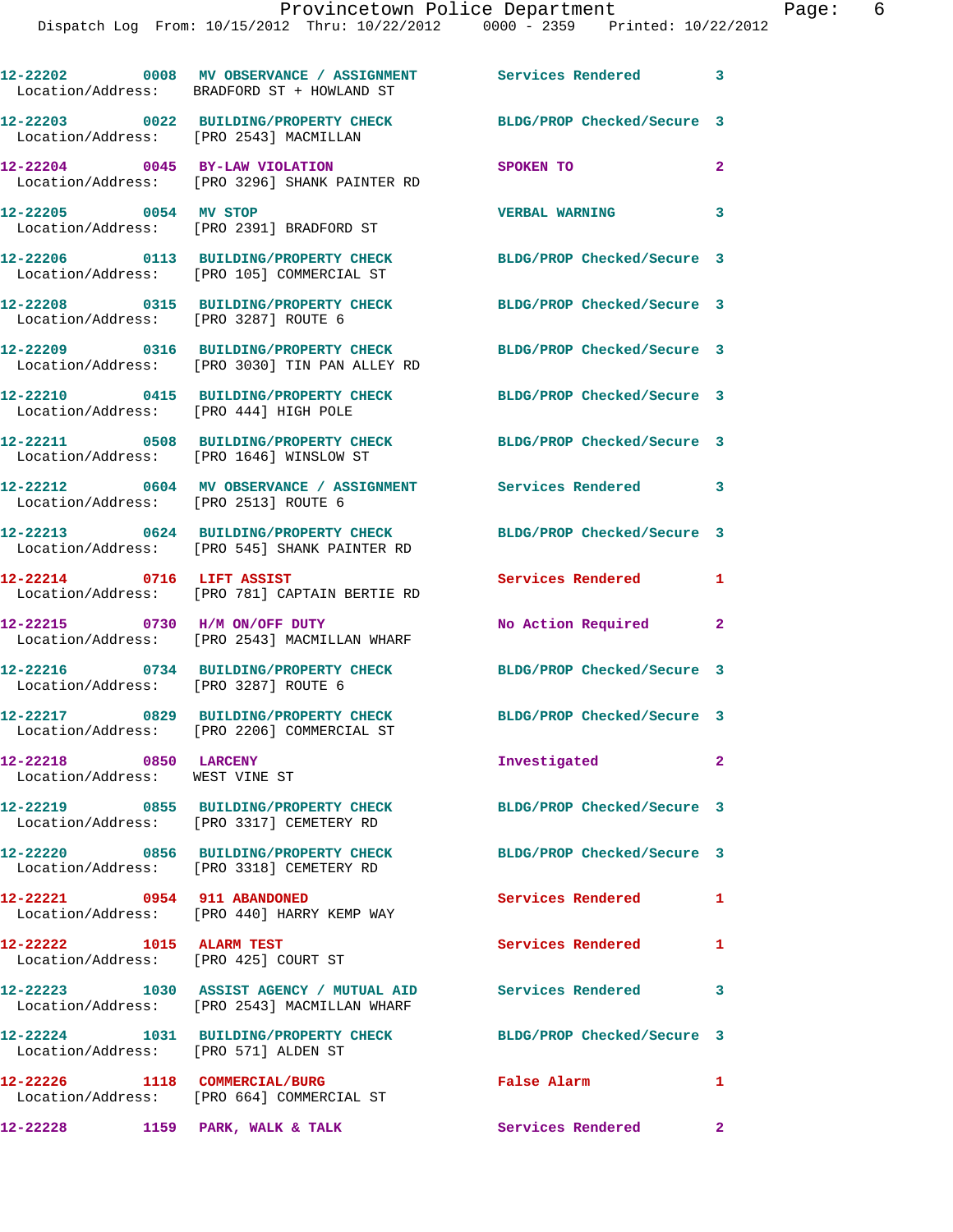12-22202 0008 MV OBSERVANCE / ASSIGNMENT Services Rendered 3
Location/Address: BRADFORD ST + HOWLAND ST

12-22203 0022 BUILDING/PROPERTY CHECK BLDG/PROP Checked/Secure 3
Location/Address: [PRO 2543] MACMILLAN

12-22204 0045 BY-LAW VIOLATION SPOKEN TO 2
Location/Address: [PRO 3296] SHANK PAINTER RD

12-22205 0054 MV STOP VERBAL WARNING 3
Location/Address: [PRO 2391] BRADFORD ST

12-22206 0113 BUILDING/PROPERTY CHECK BLDG/PROP Checked/Secure 3
Location/Address: [PRO 105] COMMERCIAL ST

12-22208 0315 BUILDING/PROPERTY CHECK BLDG/PROP Checked/Secure 3
Location/Address: [PRO 3287] ROUTE 6

12-22209 0316 BUILDING/PROPERTY CHECK BLDG/PROP Checked/Secure 3
Location/Address: [PRO 3030] TIN PAN ALLEY RD

12-22210 0415 BUILDING/PROPERTY CHECK BLDG/PROP Checked/Secure 3
Location/Address: [PRO 444] HIGH POLE

12-22211 0508 BUILDING/PROPERTY CHECK BLDG/PROP Checked/Secure 3
Location/Address: [PRO 1646] WINSLOW ST

12-22212 0604 MV OBSERVANCE / ASSIGNMENT Services Rendered 3
Location/Address: [PRO 2513] ROUTE 6

12-22213 0624 BUILDING/PROPERTY CHECK BLDG/PROP Checked/Secure 3
Location/Address: [PRO 545] SHANK PAINTER RD

12-22214 0716 LIFT ASSIST Services Rendered 1
Location/Address: [PRO 781] CAPTAIN BERTIE RD

12-22215 0730 H/M ON/OFF DUTY No Action Required 2
Location/Address: [PRO 2543] MACMILLAN WHARF

12-22216 0734 BUILDING/PROPERTY CHECK BLDG/PROP Checked/Secure 3
Location/Address: [PRO 3287] ROUTE 6

12-22217 0829 BUILDING/PROPERTY CHECK BLDG/PROP Checked/Secure 3
Location/Address: [PRO 2206] COMMERCIAL ST

12-22218 0850 LARCENY Investigated 2
Location/Address: WEST VINE ST

12-22219 0855 BUILDING/PROPERTY CHECK BLDG/PROP Checked/Secure 3
Location/Address: [PRO 3317] CEMETERY RD

12-22220 0856 BUILDING/PROPERTY CHECK BLDG/PROP Checked/Secure 3
Location/Address: [PRO 3318] CEMETERY RD

12-22221 0954 911 ABANDONED Services Rendered 1
Location/Address: [PRO 440] HARRY KEMP WAY

12-22222 1015 ALARM TEST Services Rendered 1
Location/Address: [PRO 425] COURT ST

12-22223 1030 ASSIST AGENCY / MUTUAL AID Services Rendered 3
Location/Address: [PRO 2543] MACMILLAN WHARF

12-22224 1031 BUILDING/PROPERTY CHECK BLDG/PROP Checked/Secure 3
Location/Address: [PRO 571] ALDEN ST

12-22226 1118 COMMERCIAL/BURG False Alarm 1
Location/Address: [PRO 664] COMMERCIAL ST

12-22228 1159 PARK, WALK & TALK Services Rendered 2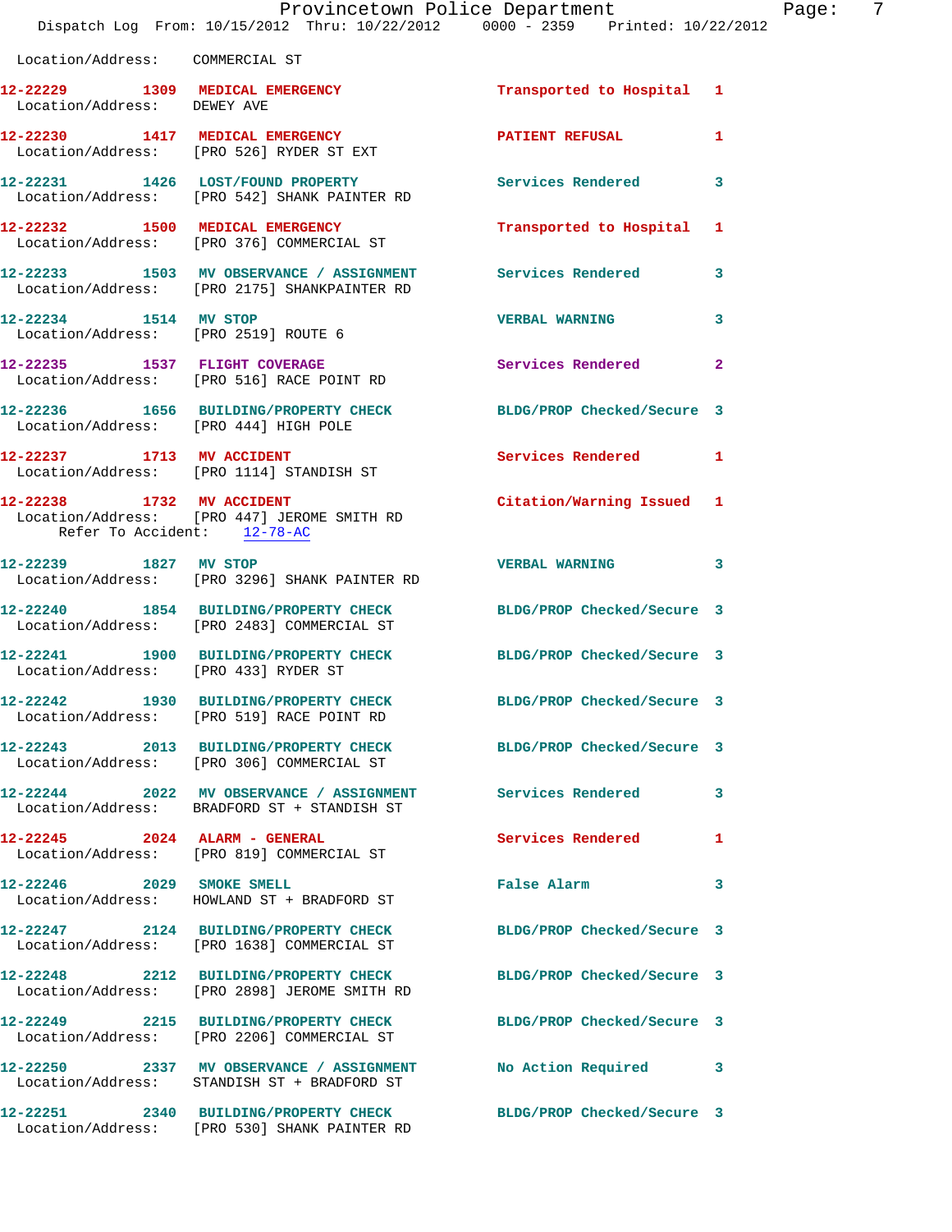Location/Address: COMMERCIAL ST

| Call # | Time | Call Reason | Action | Priority |
|---|---|---|---|---|
| 12-22229 | 1309 | MEDICAL EMERGENCY | Transported to Hospital | 1 |
| Location/Address: DEWEY AVE | | | | |
| 12-22230 | 1417 | MEDICAL EMERGENCY | PATIENT REFUSAL | 1 |
| Location/Address: [PRO 526] RYDER ST EXT | | | | |
| 12-22231 | 1426 | LOST/FOUND PROPERTY | Services Rendered | 3 |
| Location/Address: [PRO 542] SHANK PAINTER RD | | | | |
| 12-22232 | 1500 | MEDICAL EMERGENCY | Transported to Hospital | 1 |
| Location/Address: [PRO 376] COMMERCIAL ST | | | | |
| 12-22233 | 1503 | MV OBSERVANCE / ASSIGNMENT | Services Rendered | 3 |
| Location/Address: [PRO 2175] SHANKPAINTER RD | | | | |
| 12-22234 | 1514 | MV STOP | VERBAL WARNING | 3 |
| Location/Address: [PRO 2519] ROUTE 6 | | | | |
| 12-22235 | 1537 | FLIGHT COVERAGE | Services Rendered | 2 |
| Location/Address: [PRO 516] RACE POINT RD | | | | |
| 12-22236 | 1656 | BUILDING/PROPERTY CHECK | BLDG/PROP Checked/Secure | 3 |
| Location/Address: [PRO 444] HIGH POLE | | | | |
| 12-22237 | 1713 | MV ACCIDENT | Services Rendered | 1 |
| Location/Address: [PRO 1114] STANDISH ST | | | | |
| 12-22238 | 1732 | MV ACCIDENT | Citation/Warning Issued | 1 |
| Location/Address: [PRO 447] JEROME SMITH RD | | | | |
| Refer To Accident: 12-78-AC | | | | |
| 12-22239 | 1827 | MV STOP | VERBAL WARNING | 3 |
| Location/Address: [PRO 3296] SHANK PAINTER RD | | | | |
| 12-22240 | 1854 | BUILDING/PROPERTY CHECK | BLDG/PROP Checked/Secure | 3 |
| Location/Address: [PRO 2483] COMMERCIAL ST | | | | |
| 12-22241 | 1900 | BUILDING/PROPERTY CHECK | BLDG/PROP Checked/Secure | 3 |
| Location/Address: [PRO 433] RYDER ST | | | | |
| 12-22242 | 1930 | BUILDING/PROPERTY CHECK | BLDG/PROP Checked/Secure | 3 |
| Location/Address: [PRO 519] RACE POINT RD | | | | |
| 12-22243 | 2013 | BUILDING/PROPERTY CHECK | BLDG/PROP Checked/Secure | 3 |
| Location/Address: [PRO 306] COMMERCIAL ST | | | | |
| 12-22244 | 2022 | MV OBSERVANCE / ASSIGNMENT | Services Rendered | 3 |
| Location/Address: BRADFORD ST + STANDISH ST | | | | |
| 12-22245 | 2024 | ALARM - GENERAL | Services Rendered | 1 |
| Location/Address: [PRO 819] COMMERCIAL ST | | | | |
| 12-22246 | 2029 | SMOKE SMELL | False Alarm | 3 |
| Location/Address: HOWLAND ST + BRADFORD ST | | | | |
| 12-22247 | 2124 | BUILDING/PROPERTY CHECK | BLDG/PROP Checked/Secure | 3 |
| Location/Address: [PRO 1638] COMMERCIAL ST | | | | |
| 12-22248 | 2212 | BUILDING/PROPERTY CHECK | BLDG/PROP Checked/Secure | 3 |
| Location/Address: [PRO 2898] JEROME SMITH RD | | | | |
| 12-22249 | 2215 | BUILDING/PROPERTY CHECK | BLDG/PROP Checked/Secure | 3 |
| Location/Address: [PRO 2206] COMMERCIAL ST | | | | |
| 12-22250 | 2337 | MV OBSERVANCE / ASSIGNMENT | No Action Required | 3 |
| Location/Address: STANDISH ST + BRADFORD ST | | | | |
| 12-22251 | 2340 | BUILDING/PROPERTY CHECK | BLDG/PROP Checked/Secure | 3 |
| Location/Address: [PRO 530] SHANK PAINTER RD | | | | |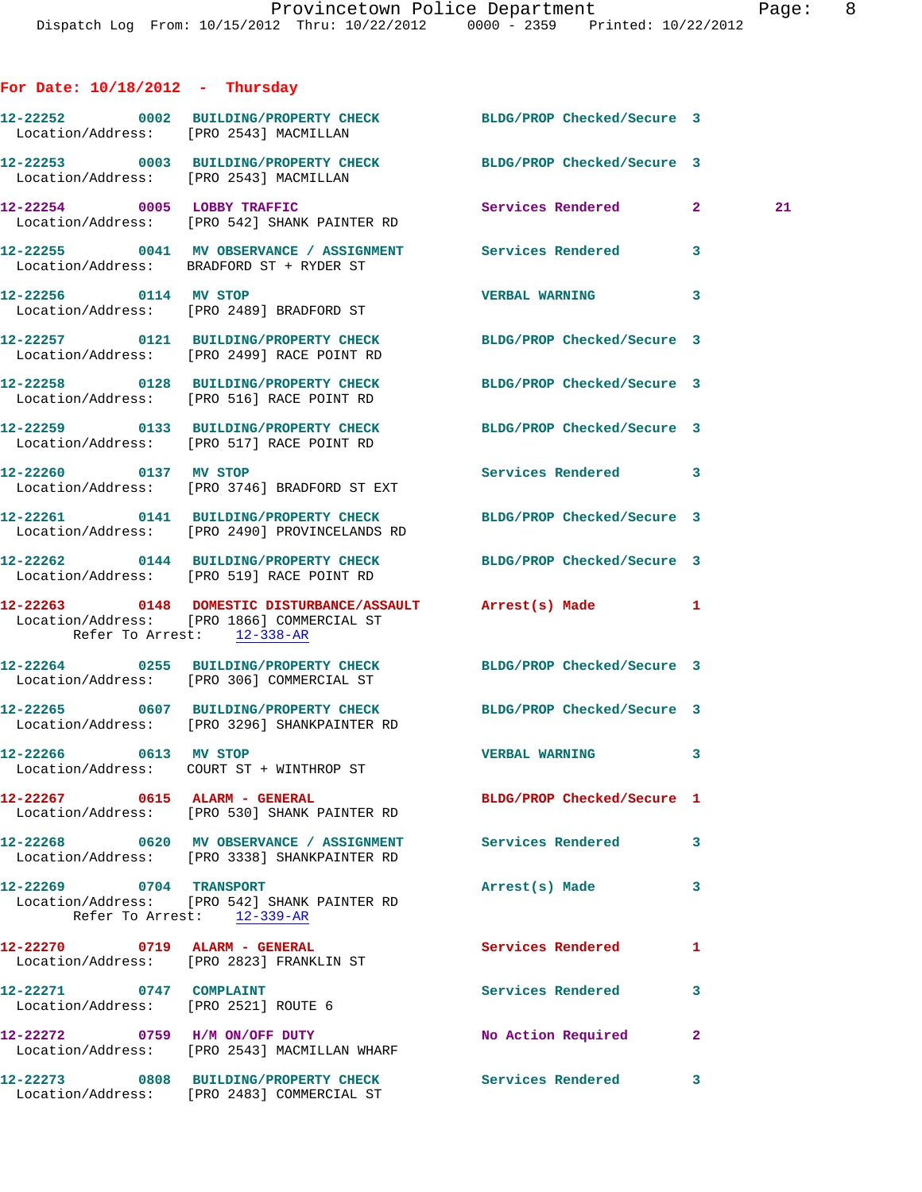## For Date: 10/18/2012 - Thursday

| Call # | Time | Call Type | Disposition | Priority | |
|---|---|---|---|---|---|
| 12-22252 | 0002 | BUILDING/PROPERTY CHECK | BLDG/PROP Checked/Secure | 3 | |
| | | Location/Address: [PRO 2543] MACMILLAN | | | |
| 12-22253 | 0003 | BUILDING/PROPERTY CHECK | BLDG/PROP Checked/Secure | 3 | |
| | | Location/Address: [PRO 2543] MACMILLAN | | | |
| 12-22254 | 0005 | LOBBY TRAFFIC | Services Rendered | 2 | 21 |
| | | Location/Address: [PRO 542] SHANK PAINTER RD | | | |
| 12-22255 | 0041 | MV OBSERVATION / ASSIGNMENT | Services Rendered | 3 | |
| | | Location/Address: BRADFORD ST + RYDER ST | | | |
| 12-22256 | 0114 | MV STOP | VERBAL WARNING | 3 | |
| | | Location/Address: [PRO 2489] BRADFORD ST | | | |
| 12-22257 | 0121 | BUILDING/PROPERTY CHECK | BLDG/PROP Checked/Secure | 3 | |
| | | Location/Address: [PRO 2499] RACE POINT RD | | | |
| 12-22258 | 0128 | BUILDING/PROPERTY CHECK | BLDG/PROP Checked/Secure | 3 | |
| | | Location/Address: [PRO 516] RACE POINT RD | | | |
| 12-22259 | 0133 | BUILDING/PROPERTY CHECK | BLDG/PROP Checked/Secure | 3 | |
| | | Location/Address: [PRO 517] RACE POINT RD | | | |
| 12-22260 | 0137 | MV STOP | Services Rendered | 3 | |
| | | Location/Address: [PRO 3746] BRADFORD ST EXT | | | |
| 12-22261 | 0141 | BUILDING/PROPERTY CHECK | BLDG/PROP Checked/Secure | 3 | |
| | | Location/Address: [PRO 2490] PROVINCELANDS RD | | | |
| 12-22262 | 0144 | BUILDING/PROPERTY CHECK | BLDG/PROP Checked/Secure | 3 | |
| | | Location/Address: [PRO 519] RACE POINT RD | | | |
| 12-22263 | 0148 | DOMESTIC DISTURBANCE/ASSAULT | Arrest(s) Made | 1 | |
| | | Location/Address: [PRO 1866] COMMERCIAL ST | | | |
| | | Refer To Arrest: 12-338-AR | | | |
| 12-22264 | 0255 | BUILDING/PROPERTY CHECK | BLDG/PROP Checked/Secure | 3 | |
| | | Location/Address: [PRO 306] COMMERCIAL ST | | | |
| 12-22265 | 0607 | BUILDING/PROPERTY CHECK | BLDG/PROP Checked/Secure | 3 | |
| | | Location/Address: [PRO 3296] SHANKPAINTER RD | | | |
| 12-22266 | 0613 | MV STOP | VERBAL WARNING | 3 | |
| | | Location/Address: COURT ST + WINTHROP ST | | | |
| 12-22267 | 0615 | ALARM - GENERAL | BLDG/PROP Checked/Secure | 1 | |
| | | Location/Address: [PRO 530] SHANK PAINTER RD | | | |
| 12-22268 | 0620 | MV OBSERVATION / ASSIGNMENT | Services Rendered | 3 | |
| | | Location/Address: [PRO 3338] SHANKPAINTER RD | | | |
| 12-22269 | 0704 | TRANSPORT | Arrest(s) Made | 3 | |
| | | Location/Address: [PRO 542] SHANK PAINTER RD | | | |
| | | Refer To Arrest: 12-339-AR | | | |
| 12-22270 | 0719 | ALARM - GENERAL | Services Rendered | 1 | |
| | | Location/Address: [PRO 2823] FRANKLIN ST | | | |
| 12-22271 | 0747 | COMPLAINT | Services Rendered | 3 | |
| | | Location/Address: [PRO 2521] ROUTE 6 | | | |
| 12-22272 | 0759 | H/M ON/OFF DUTY | No Action Required | 2 | |
| | | Location/Address: [PRO 2543] MACMILLAN WHARF | | | |
| 12-22273 | 0808 | BUILDING/PROPERTY CHECK | Services Rendered | 3 | |
| | | Location/Address: [PRO 2483] COMMERCIAL ST | | | |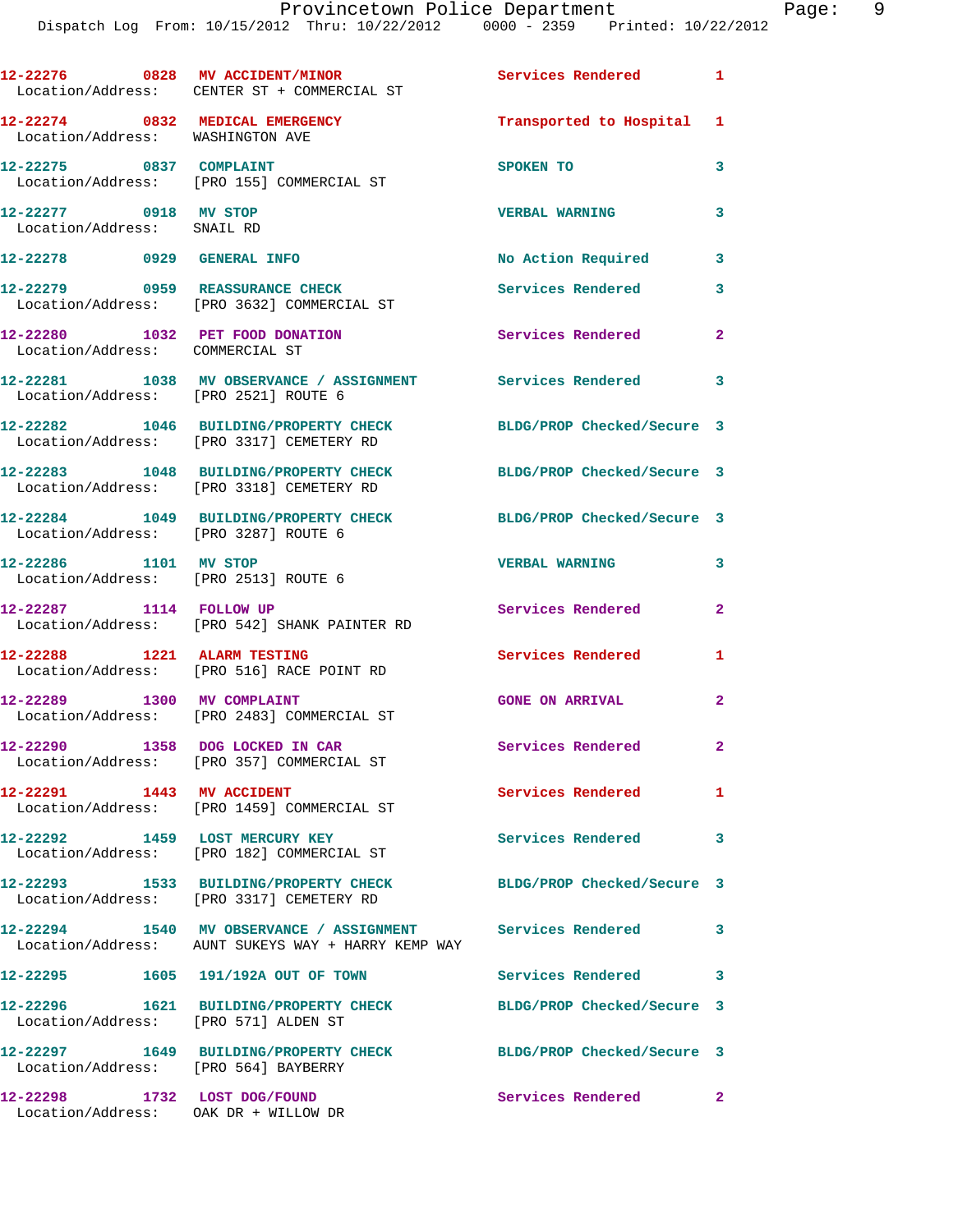12-22276 0828 MV ACCIDENT/MINOR Services Rendered 1
Location/Address: CENTER ST + COMMERCIAL ST

12-22274 0832 MEDICAL EMERGENCY Transported to Hospital 1
Location/Address: WASHINGTON AVE

12-22275 0837 COMPLAINT SPOKEN TO 3
Location/Address: [PRO 155] COMMERCIAL ST

12-22277 0918 MV STOP VERBAL WARNING 3
Location/Address: SNAIL RD

12-22278 0929 GENERAL INFO No Action Required 3

12-22279 0959 REASSURANCE CHECK Services Rendered 3
Location/Address: [PRO 3632] COMMERCIAL ST

12-22280 1032 PET FOOD DONATION Services Rendered 2
Location/Address: COMMERCIAL ST

12-22281 1038 MV OBSERVANCE / ASSIGNMENT Services Rendered 3
Location/Address: [PRO 2521] ROUTE 6

12-22282 1046 BUILDING/PROPERTY CHECK BLDG/PROP Checked/Secure 3
Location/Address: [PRO 3317] CEMETERY RD

12-22283 1048 BUILDING/PROPERTY CHECK BLDG/PROP Checked/Secure 3
Location/Address: [PRO 3318] CEMETERY RD

12-22284 1049 BUILDING/PROPERTY CHECK BLDG/PROP Checked/Secure 3
Location/Address: [PRO 3287] ROUTE 6

12-22286 1101 MV STOP VERBAL WARNING 3
Location/Address: [PRO 2513] ROUTE 6

12-22287 1114 FOLLOW UP Services Rendered 2
Location/Address: [PRO 542] SHANK PAINTER RD

12-22288 1221 ALARM TESTING Services Rendered 1
Location/Address: [PRO 516] RACE POINT RD

12-22289 1300 MV COMPLAINT GONE ON ARRIVAL 2
Location/Address: [PRO 2483] COMMERCIAL ST

12-22290 1358 DOG LOCKED IN CAR Services Rendered 2
Location/Address: [PRO 357] COMMERCIAL ST

12-22291 1443 MV ACCIDENT Services Rendered 1
Location/Address: [PRO 1459] COMMERCIAL ST

12-22292 1459 LOST MERCURY KEY Services Rendered 3
Location/Address: [PRO 182] COMMERCIAL ST

12-22293 1533 BUILDING/PROPERTY CHECK BLDG/PROP Checked/Secure 3
Location/Address: [PRO 3317] CEMETERY RD

12-22294 1540 MV OBSERVANCE / ASSIGNMENT Services Rendered 3
Location/Address: AUNT SUKEYS WAY + HARRY KEMP WAY

12-22295 1605 191/192A OUT OF TOWN Services Rendered 3

12-22296 1621 BUILDING/PROPERTY CHECK BLDG/PROP Checked/Secure 3
Location/Address: [PRO 571] ALDEN ST

12-22297 1649 BUILDING/PROPERTY CHECK BLDG/PROP Checked/Secure 3
Location/Address: [PRO 564] BAYBERRY

12-22298 1732 LOST DOG/FOUND Services Rendered 2
Location/Address: OAK DR + WILLOW DR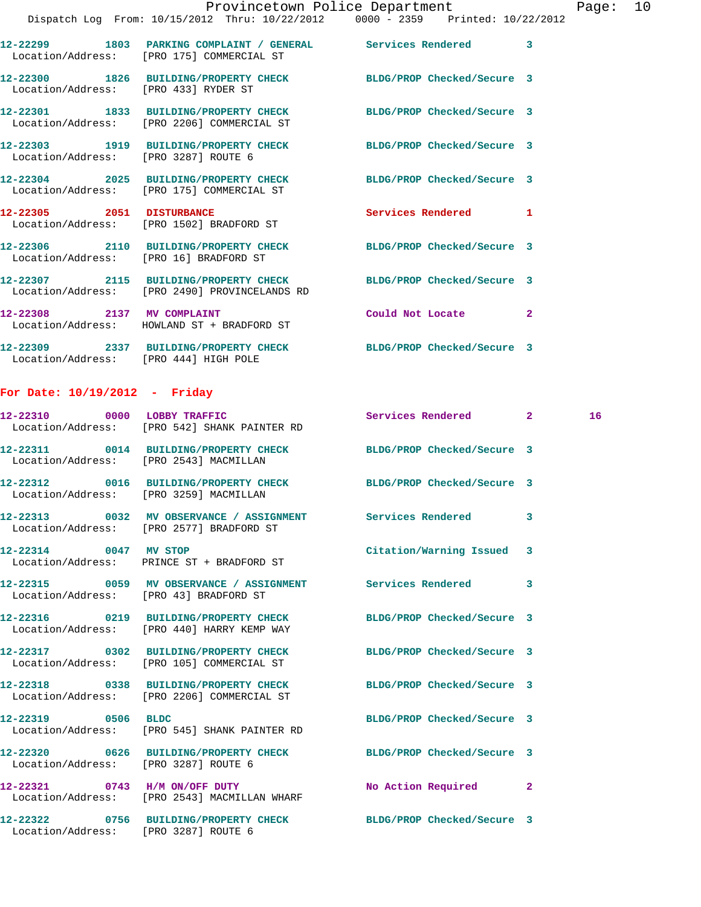12-22299 1803 PARKING COMPLAINT / GENERAL Services Rendered 3
Location/Address: [PRO 175] COMMERCIAL ST

12-22300 1826 BUILDING/PROPERTY CHECK BLDG/PROP Checked/Secure 3
Location/Address: [PRO 433] RYDER ST

12-22301 1833 BUILDING/PROPERTY CHECK BLDG/PROP Checked/Secure 3
Location/Address: [PRO 2206] COMMERCIAL ST

12-22303 1919 BUILDING/PROPERTY CHECK BLDG/PROP Checked/Secure 3
Location/Address: [PRO 3287] ROUTE 6

12-22304 2025 BUILDING/PROPERTY CHECK BLDG/PROP Checked/Secure 3
Location/Address: [PRO 175] COMMERCIAL ST

12-22305 2051 DISTURBANCE Services Rendered 1
Location/Address: [PRO 1502] BRADFORD ST

12-22306 2110 BUILDING/PROPERTY CHECK BLDG/PROP Checked/Secure 3
Location/Address: [PRO 16] BRADFORD ST

12-22307 2115 BUILDING/PROPERTY CHECK BLDG/PROP Checked/Secure 3
Location/Address: [PRO 2490] PROVINCELANDS RD

12-22308 2137 MV COMPLAINT Could Not Locate 2
Location/Address: HOWLAND ST + BRADFORD ST

12-22309 2337 BUILDING/PROPERTY CHECK BLDG/PROP Checked/Secure 3
Location/Address: [PRO 444] HIGH POLE

## For Date: 10/19/2012 - Friday

12-22310 0000 LOBBY TRAFFIC Services Rendered 2 16
Location/Address: [PRO 542] SHANK PAINTER RD

12-22311 0014 BUILDING/PROPERTY CHECK BLDG/PROP Checked/Secure 3
Location/Address: [PRO 2543] MACMILLAN

12-22312 0016 BUILDING/PROPERTY CHECK BLDG/PROP Checked/Secure 3
Location/Address: [PRO 3259] MACMILLAN

12-22313 0032 MV OBSERVANCE / ASSIGNMENT Services Rendered 3
Location/Address: [PRO 2577] BRADFORD ST

12-22314 0047 MV STOP Citation/Warning Issued 3
Location/Address: PRINCE ST + BRADFORD ST

12-22315 0059 MV OBSERVANCE / ASSIGNMENT Services Rendered 3
Location/Address: [PRO 43] BRADFORD ST

12-22316 0219 BUILDING/PROPERTY CHECK BLDG/PROP Checked/Secure 3
Location/Address: [PRO 440] HARRY KEMP WAY

12-22317 0302 BUILDING/PROPERTY CHECK BLDG/PROP Checked/Secure 3
Location/Address: [PRO 105] COMMERCIAL ST

12-22318 0338 BUILDING/PROPERTY CHECK BLDG/PROP Checked/Secure 3
Location/Address: [PRO 2206] COMMERCIAL ST

12-22319 0506 BLDC BLDG/PROP Checked/Secure 3
Location/Address: [PRO 545] SHANK PAINTER RD

12-22320 0626 BUILDING/PROPERTY CHECK BLDG/PROP Checked/Secure 3
Location/Address: [PRO 3287] ROUTE 6

12-22321 0743 H/M ON/OFF DUTY No Action Required 2
Location/Address: [PRO 2543] MACMILLAN WHARF

12-22322 0756 BUILDING/PROPERTY CHECK BLDG/PROP Checked/Secure 3
Location/Address: [PRO 3287] ROUTE 6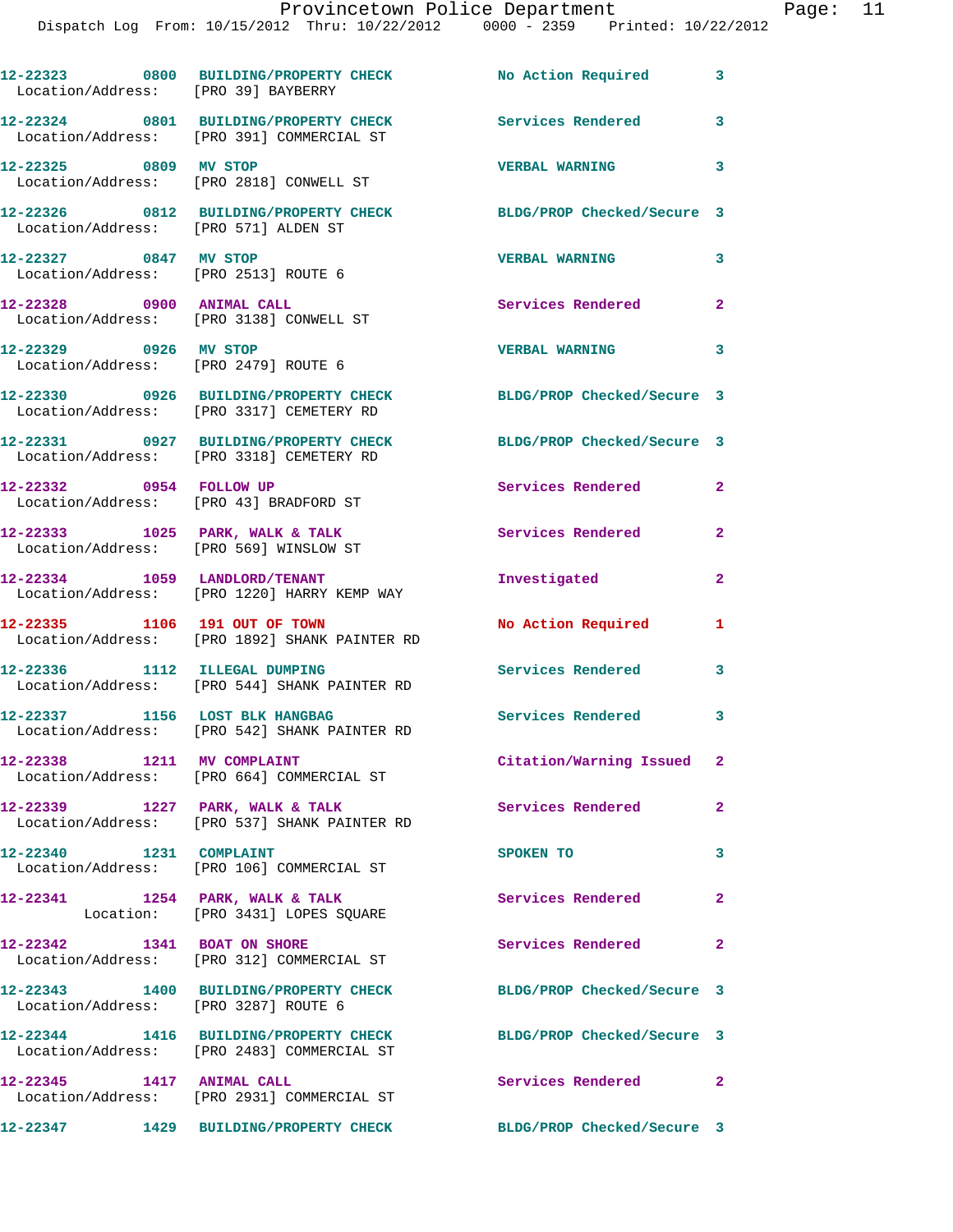```
12-22323        0800   BUILDING/PROPERTY CHECK              No Action Required         3
  Location/Address:    [PRO 39] BAYBERRY

12-22324        0801   BUILDING/PROPERTY CHECK              Services Rendered          3
  Location/Address:    [PRO 391] COMMERCIAL ST

12-22325        0809   MV STOP                              VERBAL WARNING             3
  Location/Address:    [PRO 2818] CONWELL ST

12-22326        0812   BUILDING/PROPERTY CHECK              BLDG/PROP Checked/Secure   3
  Location/Address:    [PRO 571] ALDEN ST

12-22327        0847   MV STOP                              VERBAL WARNING             3
  Location/Address:    [PRO 2513] ROUTE 6

12-22328        0900   ANIMAL CALL                          Services Rendered          2
  Location/Address:    [PRO 3138] CONWELL ST

12-22329        0926   MV STOP                              VERBAL WARNING             3
  Location/Address:    [PRO 2479] ROUTE 6

12-22330        0926   BUILDING/PROPERTY CHECK              BLDG/PROP Checked/Secure   3
  Location/Address:    [PRO 3317] CEMETERY RD

12-22331        0927   BUILDING/PROPERTY CHECK              BLDG/PROP Checked/Secure   3
  Location/Address:    [PRO 3318] CEMETERY RD

12-22332        0954   FOLLOW UP                            Services Rendered          2
  Location/Address:    [PRO 43] BRADFORD ST

12-22333        1025   PARK, WALK & TALK                    Services Rendered          2
  Location/Address:    [PRO 569] WINSLOW ST

12-22334        1059   LANDLORD/TENANT                      Investigated               2
  Location/Address:    [PRO 1220] HARRY KEMP WAY

12-22335        1106   191 OUT OF TOWN                      No Action Required         1
  Location/Address:    [PRO 1892] SHANK PAINTER RD

12-22336        1112   ILLEGAL DUMPING                      Services Rendered          3
  Location/Address:    [PRO 544] SHANK PAINTER RD

12-22337        1156   LOST BLK HANGBAG                     Services Rendered          3
  Location/Address:    [PRO 542] SHANK PAINTER RD

12-22338        1211   MV COMPLAINT                         Citation/Warning Issued    2
  Location/Address:    [PRO 664] COMMERCIAL ST

12-22339        1227   PARK, WALK & TALK                    Services Rendered          2
  Location/Address:    [PRO 537] SHANK PAINTER RD

12-22340        1231   COMPLAINT                            SPOKEN TO                  3
  Location/Address:    [PRO 106] COMMERCIAL ST

12-22341        1254   PARK, WALK & TALK                    Services Rendered          2
          Location:    [PRO 3431] LOPES SQUARE

12-22342        1341   BOAT ON SHORE                        Services Rendered          2
  Location/Address:    [PRO 312] COMMERCIAL ST

12-22343        1400   BUILDING/PROPERTY CHECK              BLDG/PROP Checked/Secure   3
  Location/Address:    [PRO 3287] ROUTE 6

12-22344        1416   BUILDING/PROPERTY CHECK              BLDG/PROP Checked/Secure   3
  Location/Address:    [PRO 2483] COMMERCIAL ST

12-22345        1417   ANIMAL CALL                          Services Rendered          2
  Location/Address:    [PRO 2931] COMMERCIAL ST

12-22347        1429   BUILDING/PROPERTY CHECK              BLDG/PROP Checked/Secure   3
```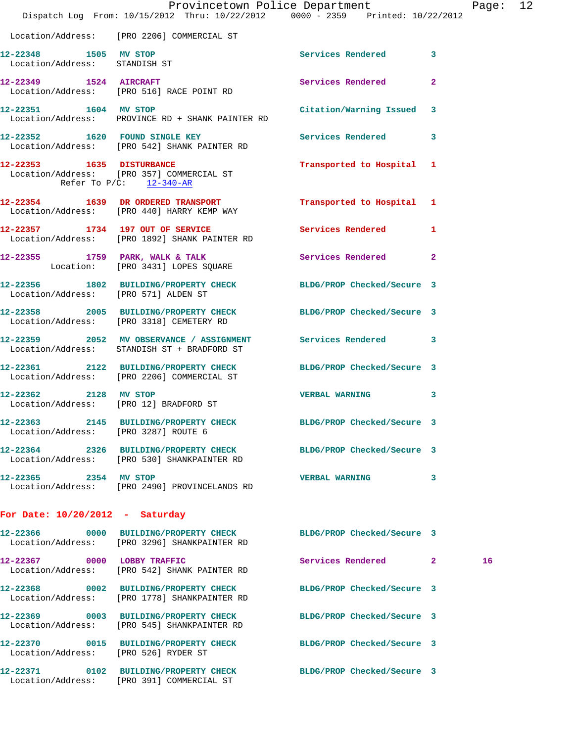Location/Address: [PRO 2206] COMMERCIAL ST

12-22348 1505 MV STOP Services Rendered 3
Location/Address: STANDISH ST

12-22349 1524 AIRCRAFT Services Rendered 2
Location/Address: [PRO 516] RACE POINT RD

12-22351 1604 MV STOP Citation/Warning Issued 3
Location/Address: PROVINCE RD + SHANK PAINTER RD

12-22352 1620 FOUND SINGLE KEY Services Rendered 3
Location/Address: [PRO 542] SHANK PAINTER RD

12-22353 1635 DISTURBANCE Transported to Hospital 1
Location/Address: [PRO 357] COMMERCIAL ST
Refer To P/C: 12-340-AR

12-22354 1639 DR ORDERED TRANSPORT Transported to Hospital 1
Location/Address: [PRO 440] HARRY KEMP WAY

12-22357 1734 197 OUT OF SERVICE Services Rendered 1
Location/Address: [PRO 1892] SHANK PAINTER RD

12-22355 1759 PARK, WALK & TALK Services Rendered 2
Location: [PRO 3431] LOPES SQUARE

12-22356 1802 BUILDING/PROPERTY CHECK BLDG/PROP Checked/Secure 3
Location/Address: [PRO 571] ALDEN ST

12-22358 2005 BUILDING/PROPERTY CHECK BLDG/PROP Checked/Secure 3
Location/Address: [PRO 3318] CEMETERY RD

12-22359 2052 MV OBSERVANCE / ASSIGNMENT Services Rendered 3
Location/Address: STANDISH ST + BRADFORD ST

12-22361 2122 BUILDING/PROPERTY CHECK BLDG/PROP Checked/Secure 3
Location/Address: [PRO 2206] COMMERCIAL ST

12-22362 2128 MV STOP VERBAL WARNING 3
Location/Address: [PRO 12] BRADFORD ST

12-22363 2145 BUILDING/PROPERTY CHECK BLDG/PROP Checked/Secure 3
Location/Address: [PRO 3287] ROUTE 6

12-22364 2326 BUILDING/PROPERTY CHECK BLDG/PROP Checked/Secure 3
Location/Address: [PRO 530] SHANKPAINTER RD

12-22365 2354 MV STOP VERBAL WARNING 3
Location/Address: [PRO 2490] PROVINCELANDS RD

## For Date: 10/20/2012 - Saturday

12-22366 0000 BUILDING/PROPERTY CHECK BLDG/PROP Checked/Secure 3
Location/Address: [PRO 3296] SHANKPAINTER RD

12-22367 0000 LOBBY TRAFFIC Services Rendered 2 16
Location/Address: [PRO 542] SHANK PAINTER RD

12-22368 0002 BUILDING/PROPERTY CHECK BLDG/PROP Checked/Secure 3
Location/Address: [PRO 1778] SHANKPAINTER RD

12-22369 0003 BUILDING/PROPERTY CHECK BLDG/PROP Checked/Secure 3
Location/Address: [PRO 545] SHANKPAINTER RD

12-22370 0015 BUILDING/PROPERTY CHECK BLDG/PROP Checked/Secure 3
Location/Address: [PRO 526] RYDER ST

12-22371 0102 BUILDING/PROPERTY CHECK BLDG/PROP Checked/Secure 3
Location/Address: [PRO 391] COMMERCIAL ST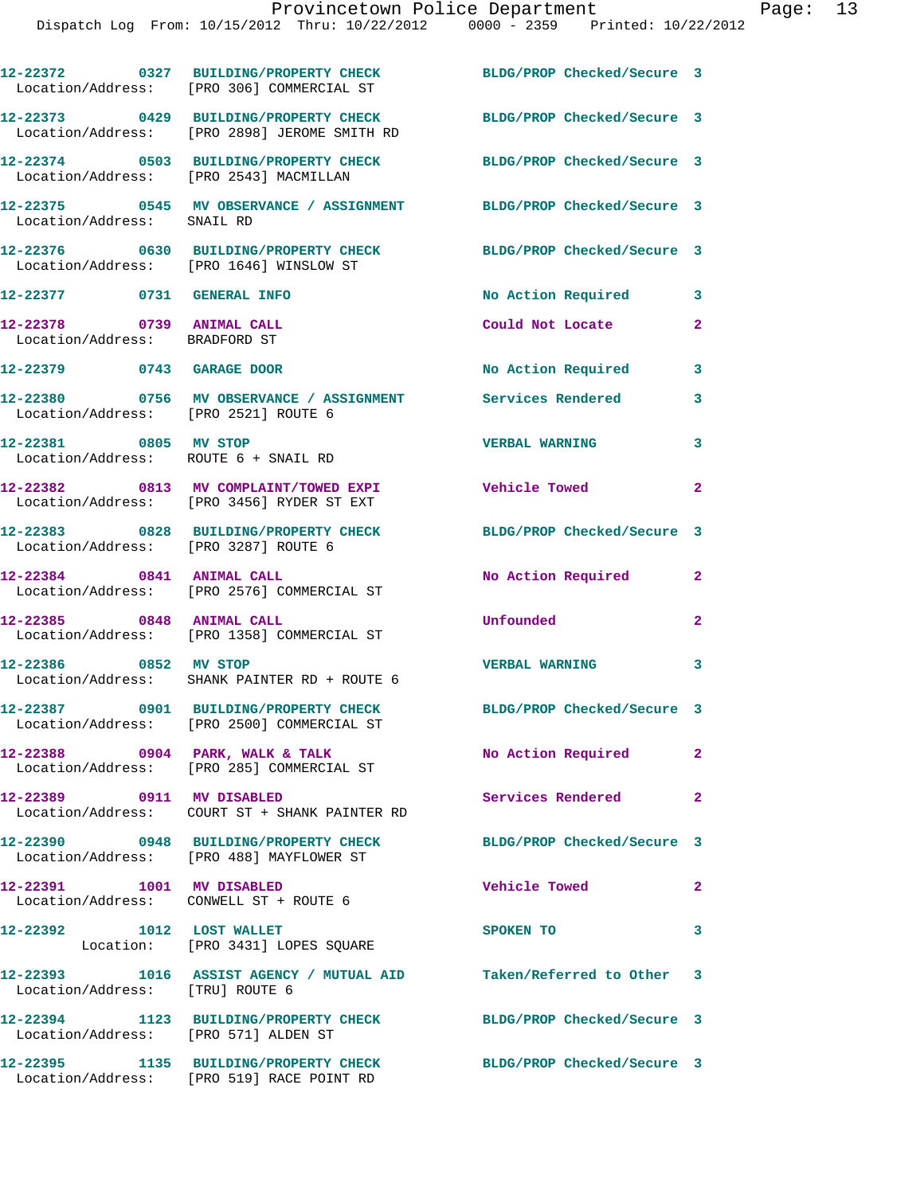12-22372 0327 BUILDING/PROPERTY CHECK BLDG/PROP Checked/Secure 3
Location/Address: [PRO 306] COMMERCIAL ST

12-22373 0429 BUILDING/PROPERTY CHECK BLDG/PROP Checked/Secure 3
Location/Address: [PRO 2898] JEROME SMITH RD

12-22374 0503 BUILDING/PROPERTY CHECK BLDG/PROP Checked/Secure 3
Location/Address: [PRO 2543] MACMILLAN

12-22375 0545 MV OBSERVANCE / ASSIGNMENT BLDG/PROP Checked/Secure 3
Location/Address: SNAIL RD

12-22376 0630 BUILDING/PROPERTY CHECK BLDG/PROP Checked/Secure 3
Location/Address: [PRO 1646] WINSLOW ST

12-22377 0731 GENERAL INFO No Action Required 3

12-22378 0739 ANIMAL CALL Could Not Locate 2
Location/Address: BRADFORD ST

12-22379 0743 GARAGE DOOR No Action Required 3

12-22380 0756 MV OBSERVANCE / ASSIGNMENT Services Rendered 3
Location/Address: [PRO 2521] ROUTE 6

12-22381 0805 MV STOP VERBAL WARNING 3
Location/Address: ROUTE 6 + SNAIL RD

12-22382 0813 MV COMPLAINT/TOWED EXPI Vehicle Towed 2
Location/Address: [PRO 3456] RYDER ST EXT

12-22383 0828 BUILDING/PROPERTY CHECK BLDG/PROP Checked/Secure 3
Location/Address: [PRO 3287] ROUTE 6

12-22384 0841 ANIMAL CALL No Action Required 2
Location/Address: [PRO 2576] COMMERCIAL ST

12-22385 0848 ANIMAL CALL Unfounded 2
Location/Address: [PRO 1358] COMMERCIAL ST

12-22386 0852 MV STOP VERBAL WARNING 3
Location/Address: SHANK PAINTER RD + ROUTE 6

12-22387 0901 BUILDING/PROPERTY CHECK BLDG/PROP Checked/Secure 3
Location/Address: [PRO 2500] COMMERCIAL ST

12-22388 0904 PARK, WALK & TALK No Action Required 2
Location/Address: [PRO 285] COMMERCIAL ST

12-22389 0911 MV DISABLED Services Rendered 2
Location/Address: COURT ST + SHANK PAINTER RD

12-22390 0948 BUILDING/PROPERTY CHECK BLDG/PROP Checked/Secure 3
Location/Address: [PRO 488] MAYFLOWER ST

12-22391 1001 MV DISABLED Vehicle Towed 2
Location/Address: CONWELL ST + ROUTE 6

12-22392 1012 LOST WALLET SPOKEN TO 3
Location: [PRO 3431] LOPES SQUARE

12-22393 1016 ASSIST AGENCY / MUTUAL AID Taken/Referred to Other 3
Location/Address: [TRU] ROUTE 6

12-22394 1123 BUILDING/PROPERTY CHECK BLDG/PROP Checked/Secure 3
Location/Address: [PRO 571] ALDEN ST

12-22395 1135 BUILDING/PROPERTY CHECK BLDG/PROP Checked/Secure 3
Location/Address: [PRO 519] RACE POINT RD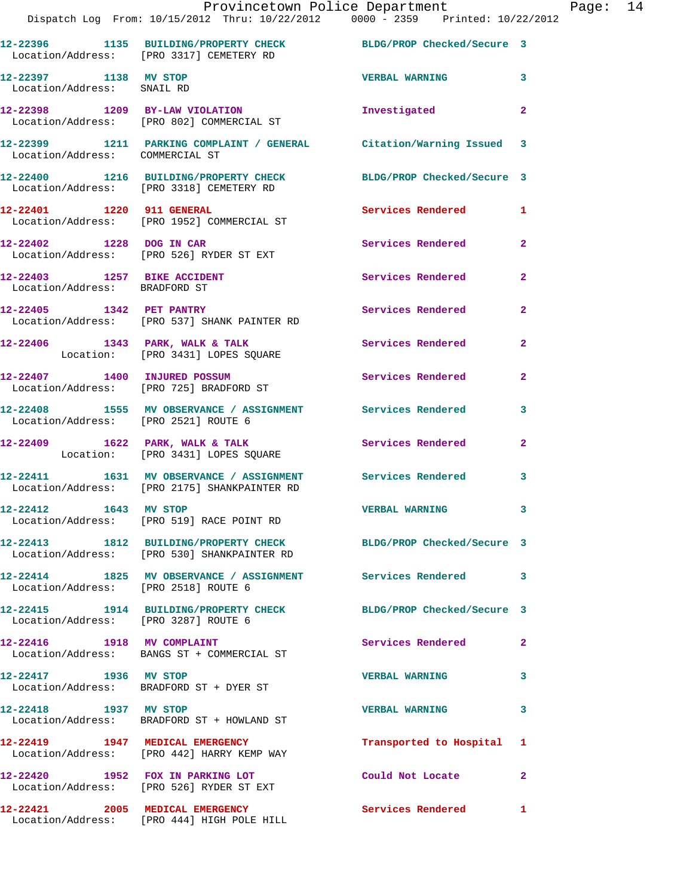12-22396 1135 BUILDING/PROPERTY CHECK BLDG/PROP Checked/Secure 3
Location/Address: [PRO 3317] CEMETERY RD

12-22397 1138 MV STOP VERBAL WARNING 3
Location/Address: SNAIL RD

12-22398 1209 BY-LAW VIOLATION Investigated 2
Location/Address: [PRO 802] COMMERCIAL ST

12-22399 1211 PARKING COMPLAINT / GENERAL Citation/Warning Issued 3
Location/Address: COMMERCIAL ST

12-22400 1216 BUILDING/PROPERTY CHECK BLDG/PROP Checked/Secure 3
Location/Address: [PRO 3318] CEMETERY RD

12-22401 1220 911 GENERAL Services Rendered 1
Location/Address: [PRO 1952] COMMERCIAL ST

12-22402 1228 DOG IN CAR Services Rendered 2
Location/Address: [PRO 526] RYDER ST EXT

12-22403 1257 BIKE ACCIDENT Services Rendered 2
Location/Address: BRADFORD ST

12-22405 1342 PET PANTRY Services Rendered 2
Location/Address: [PRO 537] SHANK PAINTER RD

12-22406 1343 PARK, WALK & TALK Services Rendered 2
Location: [PRO 3431] LOPES SQUARE

12-22407 1400 INJURED POSSUM Services Rendered 2
Location/Address: [PRO 725] BRADFORD ST

12-22408 1555 MV OBSERVANCE / ASSIGNMENT Services Rendered 3
Location/Address: [PRO 2521] ROUTE 6

12-22409 1622 PARK, WALK & TALK Services Rendered 2
Location: [PRO 3431] LOPES SQUARE

12-22411 1631 MV OBSERVANCE / ASSIGNMENT Services Rendered 3
Location/Address: [PRO 2175] SHANKPAINTER RD

12-22412 1643 MV STOP VERBAL WARNING 3
Location/Address: [PRO 519] RACE POINT RD

12-22413 1812 BUILDING/PROPERTY CHECK BLDG/PROP Checked/Secure 3
Location/Address: [PRO 530] SHANKPAINTER RD

12-22414 1825 MV OBSERVANCE / ASSIGNMENT Services Rendered 3
Location/Address: [PRO 2518] ROUTE 6

12-22415 1914 BUILDING/PROPERTY CHECK BLDG/PROP Checked/Secure 3
Location/Address: [PRO 3287] ROUTE 6

12-22416 1918 MV COMPLAINT Services Rendered 2
Location/Address: BANGS ST + COMMERCIAL ST

12-22417 1936 MV STOP VERBAL WARNING 3
Location/Address: BRADFORD ST + DYER ST

12-22418 1937 MV STOP VERBAL WARNING 3
Location/Address: BRADFORD ST + HOWLAND ST

12-22419 1947 MEDICAL EMERGENCY Transported to Hospital 1
Location/Address: [PRO 442] HARRY KEMP WAY

12-22420 1952 FOX IN PARKING LOT Could Not Locate 2
Location/Address: [PRO 526] RYDER ST EXT

12-22421 2005 MEDICAL EMERGENCY Services Rendered 1
Location/Address: [PRO 444] HIGH POLE HILL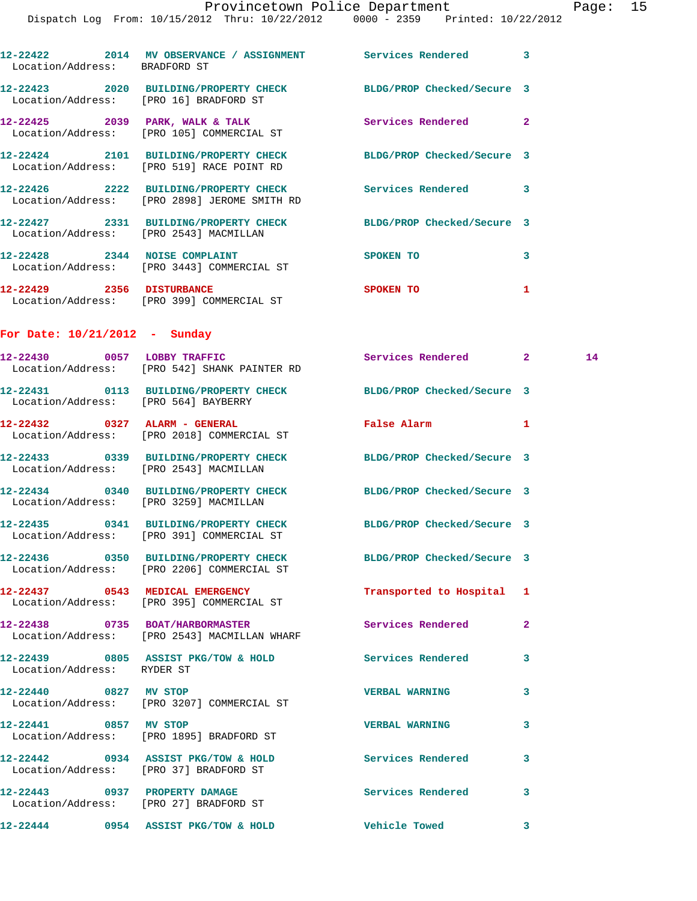12-22422 2014 MV OBSERVANCE / ASSIGNMENT Services Rendered 3
Location/Address: BRADFORD ST

12-22423 2020 BUILDING/PROPERTY CHECK BLDG/PROP Checked/Secure 3
Location/Address: [PRO 16] BRADFORD ST

12-22425 2039 PARK, WALK & TALK Services Rendered 2
Location/Address: [PRO 105] COMMERCIAL ST

12-22424 2101 BUILDING/PROPERTY CHECK BLDG/PROP Checked/Secure 3
Location/Address: [PRO 519] RACE POINT RD

12-22426 2222 BUILDING/PROPERTY CHECK Services Rendered 3
Location/Address: [PRO 2898] JEROME SMITH RD

12-22427 2331 BUILDING/PROPERTY CHECK BLDG/PROP Checked/Secure 3
Location/Address: [PRO 2543] MACMILLAN

12-22428 2344 NOISE COMPLAINT SPOKEN TO 3
Location/Address: [PRO 3443] COMMERCIAL ST

12-22429 2356 DISTURBANCE SPOKEN TO 1
Location/Address: [PRO 399] COMMERCIAL ST

**For Date: 10/21/2012 - Sunday**

12-22430 0057 LOBBY TRAFFIC Services Rendered 2 14
Location/Address: [PRO 542] SHANK PAINTER RD

12-22431 0113 BUILDING/PROPERTY CHECK BLDG/PROP Checked/Secure 3
Location/Address: [PRO 564] BAYBERRY

12-22432 0327 ALARM - GENERAL False Alarm 1
Location/Address: [PRO 2018] COMMERCIAL ST

12-22433 0339 BUILDING/PROPERTY CHECK BLDG/PROP Checked/Secure 3
Location/Address: [PRO 2543] MACMILLAN

12-22434 0340 BUILDING/PROPERTY CHECK BLDG/PROP Checked/Secure 3
Location/Address: [PRO 3259] MACMILLAN

12-22435 0341 BUILDING/PROPERTY CHECK BLDG/PROP Checked/Secure 3
Location/Address: [PRO 391] COMMERCIAL ST

12-22436 0350 BUILDING/PROPERTY CHECK BLDG/PROP Checked/Secure 3
Location/Address: [PRO 2206] COMMERCIAL ST

12-22437 0543 MEDICAL EMERGENCY Transported to Hospital 1
Location/Address: [PRO 395] COMMERCIAL ST

12-22438 0735 BOAT/HARBORMASTER Services Rendered 2
Location/Address: [PRO 2543] MACMILLAN WHARF

12-22439 0805 ASSIST PKG/TOW & HOLD Services Rendered 3
Location/Address: RYDER ST

12-22440 0827 MV STOP VERBAL WARNING 3
Location/Address: [PRO 3207] COMMERCIAL ST

12-22441 0857 MV STOP VERBAL WARNING 3
Location/Address: [PRO 1895] BRADFORD ST

12-22442 0934 ASSIST PKG/TOW & HOLD Services Rendered 3
Location/Address: [PRO 37] BRADFORD ST

12-22443 0937 PROPERTY DAMAGE Services Rendered 3
Location/Address: [PRO 27] BRADFORD ST

12-22444 0954 ASSIST PKG/TOW & HOLD Vehicle Towed 3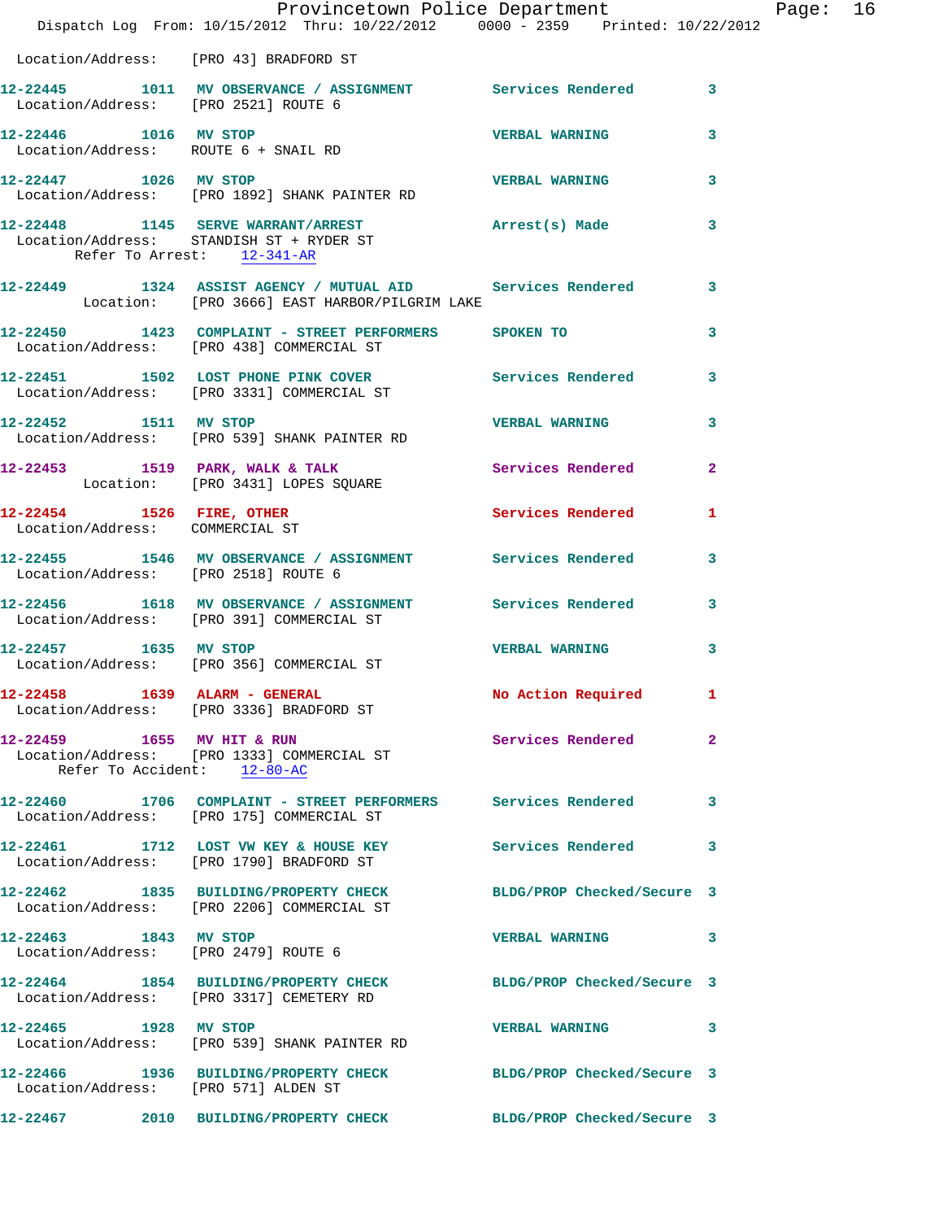Location/Address: [PRO 43] BRADFORD ST

**12-22445** 1011 **MV OBSERVANCE / ASSIGNMENT** Services Rendered 3
Location/Address: [PRO 2521] ROUTE 6

**12-22446** 1016 **MV STOP** VERBAL WARNING 3
Location/Address: ROUTE 6 + SNAIL RD

**12-22447** 1026 **MV STOP** VERBAL WARNING 3
Location/Address: [PRO 1892] SHANK PAINTER RD

**12-22448** 1145 **SERVE WARRANT/ARREST** Arrest(s) Made 3
Location/Address: STANDISH ST + RYDER ST
Refer To Arrest: 12-341-AR

**12-22449** 1324 **ASSIST AGENCY / MUTUAL AID** Services Rendered 3
Location: [PRO 3666] EAST HARBOR/PILGRIM LAKE

**12-22450** 1423 **COMPLAINT - STREET PERFORMERS** SPOKEN TO 3
Location/Address: [PRO 438] COMMERCIAL ST

**12-22451** 1502 **LOST PHONE PINK COVER** Services Rendered 3
Location/Address: [PRO 3331] COMMERCIAL ST

**12-22452** 1511 **MV STOP** VERBAL WARNING 3
Location/Address: [PRO 539] SHANK PAINTER RD

**12-22453** 1519 **PARK, WALK & TALK** Services Rendered 2
Location: [PRO 3431] LOPES SQUARE

**12-22454** 1526 **FIRE, OTHER** Services Rendered 1
Location/Address: COMMERCIAL ST

**12-22455** 1546 **MV OBSERVANCE / ASSIGNMENT** Services Rendered 3
Location/Address: [PRO 2518] ROUTE 6

**12-22456** 1618 **MV OBSERVANCE / ASSIGNMENT** Services Rendered 3
Location/Address: [PRO 391] COMMERCIAL ST

**12-22457** 1635 **MV STOP** VERBAL WARNING 3
Location/Address: [PRO 356] COMMERCIAL ST

**12-22458** 1639 **ALARM - GENERAL** No Action Required 1
Location/Address: [PRO 3336] BRADFORD ST

**12-22459** 1655 **MV HIT & RUN** Services Rendered 2
Location/Address: [PRO 1333] COMMERCIAL ST
Refer To Accident: 12-80-AC

**12-22460** 1706 **COMPLAINT - STREET PERFORMERS** Services Rendered 3
Location/Address: [PRO 175] COMMERCIAL ST

**12-22461** 1712 **LOST VW KEY & HOUSE KEY** Services Rendered 3
Location/Address: [PRO 1790] BRADFORD ST

**12-22462** 1835 **BUILDING/PROPERTY CHECK** BLDG/PROP Checked/Secure 3
Location/Address: [PRO 2206] COMMERCIAL ST

**12-22463** 1843 **MV STOP** VERBAL WARNING 3
Location/Address: [PRO 2479] ROUTE 6

**12-22464** 1854 **BUILDING/PROPERTY CHECK** BLDG/PROP Checked/Secure 3
Location/Address: [PRO 3317] CEMETERY RD

**12-22465** 1928 **MV STOP** VERBAL WARNING 3
Location/Address: [PRO 539] SHANK PAINTER RD

**12-22466** 1936 **BUILDING/PROPERTY CHECK** BLDG/PROP Checked/Secure 3
Location/Address: [PRO 571] ALDEN ST

**12-22467** 2010 **BUILDING/PROPERTY CHECK** BLDG/PROP Checked/Secure 3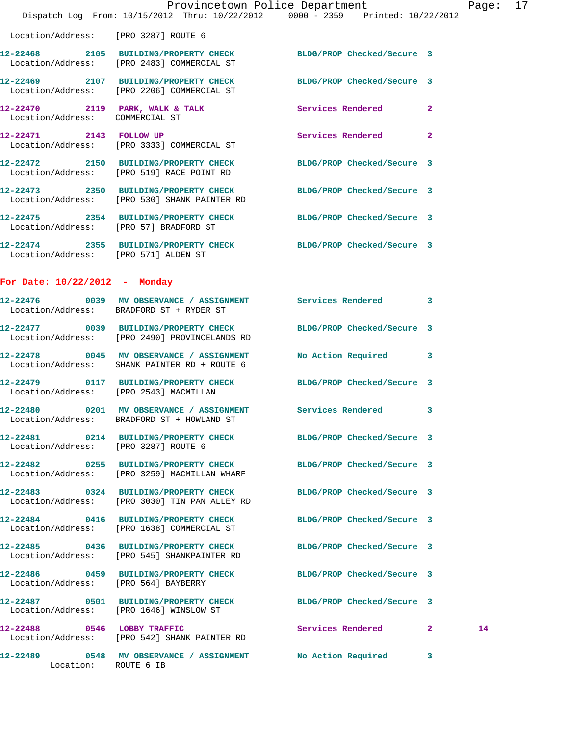Location/Address: [PRO 3287] ROUTE 6

12-22468 2105 BUILDING/PROPERTY CHECK BLDG/PROP Checked/Secure 3
Location/Address: [PRO 2483] COMMERCIAL ST

12-22469 2107 BUILDING/PROPERTY CHECK BLDG/PROP Checked/Secure 3
Location/Address: [PRO 2206] COMMERCIAL ST

12-22470 2119 PARK, WALK & TALK Services Rendered 2
Location/Address: COMMERCIAL ST

12-22471 2143 FOLLOW UP Services Rendered 2
Location/Address: [PRO 3333] COMMERCIAL ST

12-22472 2150 BUILDING/PROPERTY CHECK BLDG/PROP Checked/Secure 3
Location/Address: [PRO 519] RACE POINT RD

12-22473 2350 BUILDING/PROPERTY CHECK BLDG/PROP Checked/Secure 3
Location/Address: [PRO 530] SHANK PAINTER RD

12-22475 2354 BUILDING/PROPERTY CHECK BLDG/PROP Checked/Secure 3
Location/Address: [PRO 57] BRADFORD ST

12-22474 2355 BUILDING/PROPERTY CHECK BLDG/PROP Checked/Secure 3
Location/Address: [PRO 571] ALDEN ST

**For Date: 10/22/2012 - Monday**

12-22476 0039 MV OBSERVANCE / ASSIGNMENT Services Rendered 3
Location/Address: BRADFORD ST + RYDER ST

12-22477 0039 BUILDING/PROPERTY CHECK BLDG/PROP Checked/Secure 3
Location/Address: [PRO 2490] PROVINCELANDS RD

12-22478 0045 MV OBSERVANCE / ASSIGNMENT No Action Required 3
Location/Address: SHANK PAINTER RD + ROUTE 6

12-22479 0117 BUILDING/PROPERTY CHECK BLDG/PROP Checked/Secure 3
Location/Address: [PRO 2543] MACMILLAN

12-22480 0201 MV OBSERVANCE / ASSIGNMENT Services Rendered 3
Location/Address: BRADFORD ST + HOWLAND ST

12-22481 0214 BUILDING/PROPERTY CHECK BLDG/PROP Checked/Secure 3
Location/Address: [PRO 3287] ROUTE 6

12-22482 0255 BUILDING/PROPERTY CHECK BLDG/PROP Checked/Secure 3
Location/Address: [PRO 3259] MACMILLAN WHARF

12-22483 0324 BUILDING/PROPERTY CHECK BLDG/PROP Checked/Secure 3
Location/Address: [PRO 3030] TIN PAN ALLEY RD

12-22484 0416 BUILDING/PROPERTY CHECK BLDG/PROP Checked/Secure 3
Location/Address: [PRO 1638] COMMERCIAL ST

12-22485 0436 BUILDING/PROPERTY CHECK BLDG/PROP Checked/Secure 3
Location/Address: [PRO 545] SHANKPAINTER RD

12-22486 0459 BUILDING/PROPERTY CHECK BLDG/PROP Checked/Secure 3
Location/Address: [PRO 564] BAYBERRY

12-22487 0501 BUILDING/PROPERTY CHECK BLDG/PROP Checked/Secure 3
Location/Address: [PRO 1646] WINSLOW ST

12-22488 0546 LOBBY TRAFFIC Services Rendered 2 14
Location/Address: [PRO 542] SHANK PAINTER RD

12-22489 0548 MV OBSERVANCE / ASSIGNMENT No Action Required 3
Location: ROUTE 6 IB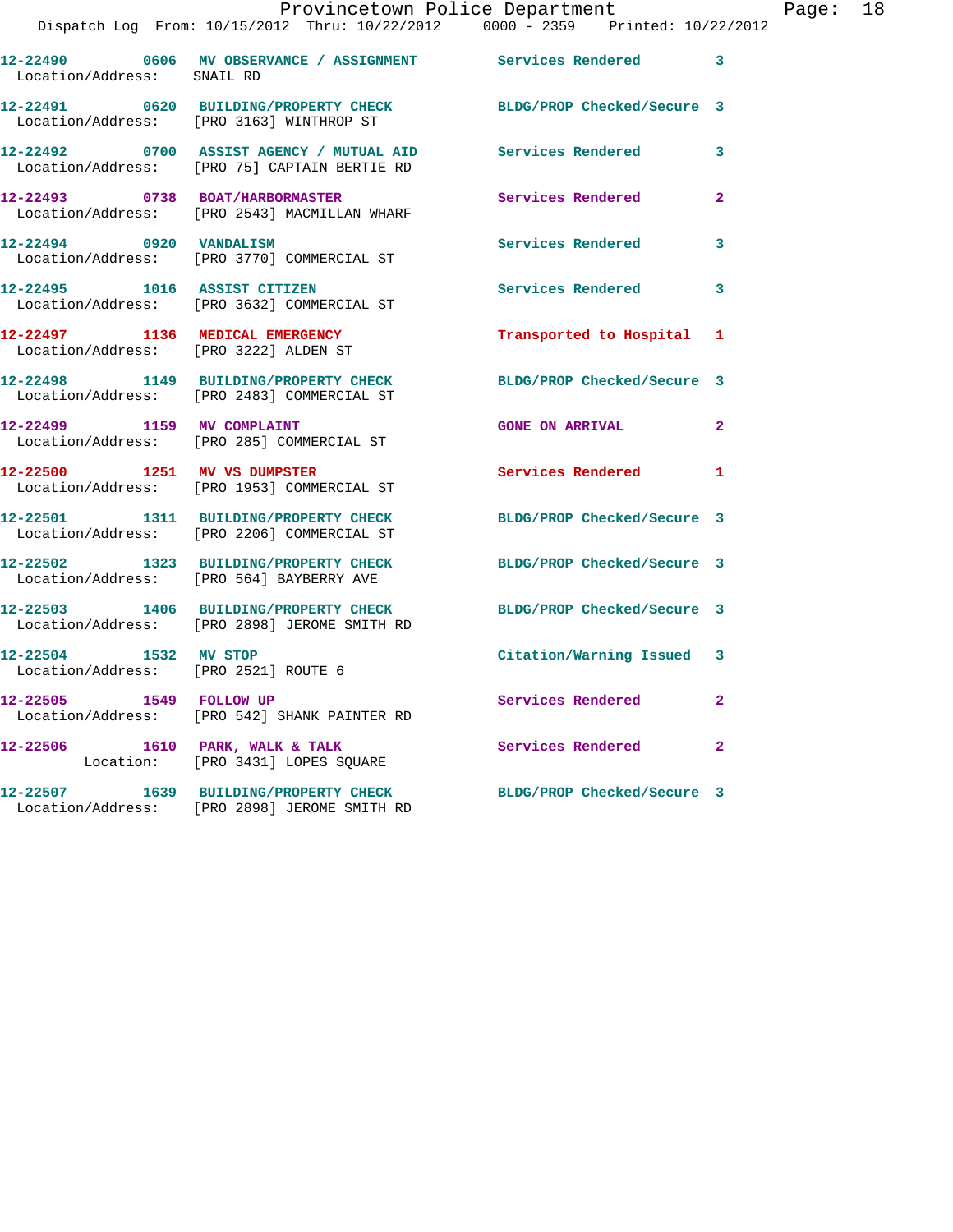12-22490 0606 MV OBSERVANCE / ASSIGNMENT Services Rendered 3
Location/Address: SNAIL RD

12-22491 0620 BUILDING/PROPERTY CHECK BLDG/PROP Checked/Secure 3
Location/Address: [PRO 3163] WINTHROP ST

12-22492 0700 ASSIST AGENCY / MUTUAL AID Services Rendered 3
Location/Address: [PRO 75] CAPTAIN BERTIE RD

12-22493 0738 BOAT/HARBORMASTER Services Rendered 2
Location/Address: [PRO 2543] MACMILLAN WHARF

12-22494 0920 VANDALISM Services Rendered 3
Location/Address: [PRO 3770] COMMERCIAL ST

12-22495 1016 ASSIST CITIZEN Services Rendered 3
Location/Address: [PRO 3632] COMMERCIAL ST

12-22497 1136 MEDICAL EMERGENCY Transported to Hospital 1
Location/Address: [PRO 3222] ALDEN ST

12-22498 1149 BUILDING/PROPERTY CHECK BLDG/PROP Checked/Secure 3
Location/Address: [PRO 2483] COMMERCIAL ST

12-22499 1159 MV COMPLAINT GONE ON ARRIVAL 2
Location/Address: [PRO 285] COMMERCIAL ST

12-22500 1251 MV VS DUMPSTER Services Rendered 1
Location/Address: [PRO 1953] COMMERCIAL ST

12-22501 1311 BUILDING/PROPERTY CHECK BLDG/PROP Checked/Secure 3
Location/Address: [PRO 2206] COMMERCIAL ST

12-22502 1323 BUILDING/PROPERTY CHECK BLDG/PROP Checked/Secure 3
Location/Address: [PRO 564] BAYBERRY AVE

12-22503 1406 BUILDING/PROPERTY CHECK BLDG/PROP Checked/Secure 3
Location/Address: [PRO 2898] JEROME SMITH RD

12-22504 1532 MV STOP Citation/Warning Issued 3
Location/Address: [PRO 2521] ROUTE 6

12-22505 1549 FOLLOW UP Services Rendered 2
Location/Address: [PRO 542] SHANK PAINTER RD

12-22506 1610 PARK, WALK & TALK Services Rendered 2
Location: [PRO 3431] LOPES SQUARE

12-22507 1639 BUILDING/PROPERTY CHECK BLDG/PROP Checked/Secure 3
Location/Address: [PRO 2898] JEROME SMITH RD